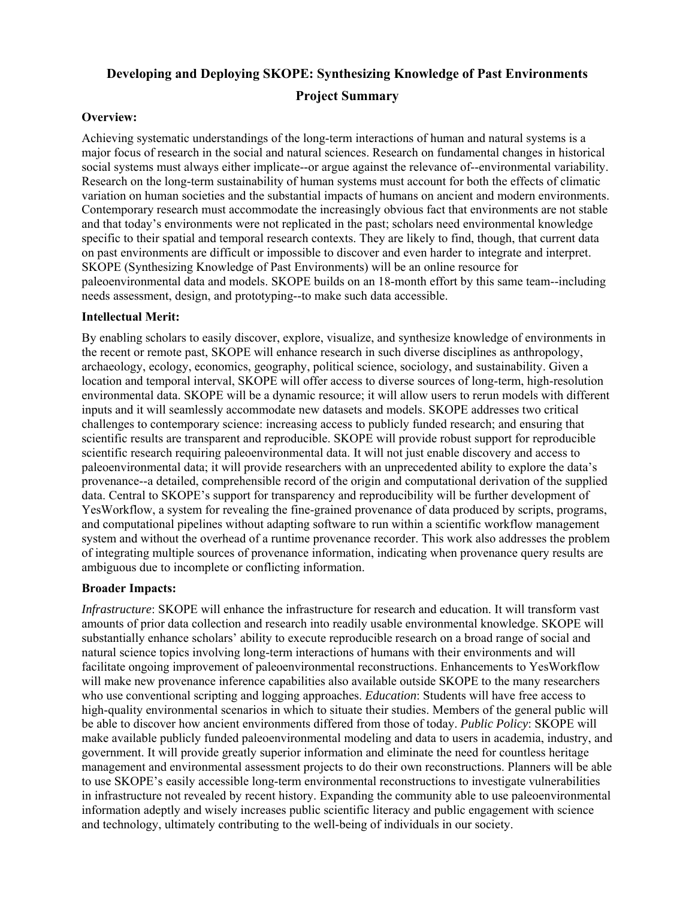# Developing and Deploying SKOPE: Synthesizing Knowledge of Past Environments

## Project Summary

**Overview:**

Achieving systematic understandings of the long-term interactions of human and natural systems is a major focus of research in the social and natural sciences. Research on fundamental changes in historical social systems must always either implicate--or argue against the relevance of--environmental variability. Research on the long-term sustainability of human systems must account for both the effects of climatic variation on human societies and the substantial impacts of humans on ancient and modern environments. Contemporary research must accommodate the increasingly obvious fact that environments are not stable and that today's environments were not replicated in the past; scholars need environmental knowledge specific to their spatial and temporal research contexts. They are likely to find, though, that current data on past environments are difficult or impossible to discover and even harder to integrate and interpret. SKOPE (Synthesizing Knowledge of Past Environments) will be an online resource for paleoenvironmental data and models. SKOPE builds on an 18-month effort by this same team--including needs assessment, design, and prototyping--to make such data accessible.

**Intellectual Merit:**

By enabling scholars to easily discover, explore, visualize, and synthesize knowledge of environments in the recent or remote past, SKOPE will enhance research in such diverse disciplines as anthropology, archaeology, ecology, economics, geography, political science, sociology, and sustainability. Given a location and temporal interval, SKOPE will offer access to diverse sources of long-term, high-resolution environmental data. SKOPE will be a dynamic resource; it will allow users to rerun models with different inputs and it will seamlessly accommodate new datasets and models. SKOPE addresses two critical challenges to contemporary science: increasing access to publicly funded research; and ensuring that scientific results are transparent and reproducible. SKOPE will provide robust support for reproducible scientific research requiring paleoenvironmental data. It will not just enable discovery and access to paleoenvironmental data; it will provide researchers with an unprecedented ability to explore the data's provenance--a detailed, comprehensible record of the origin and computational derivation of the supplied data. Central to SKOPE's support for transparency and reproducibility will be further development of YesWorkflow, a system for revealing the fine-grained provenance of data produced by scripts, programs, and computational pipelines without adapting software to run within a scientific workflow management system and without the overhead of a runtime provenance recorder. This work also addresses the problem of integrating multiple sources of provenance information, indicating when provenance query results are ambiguous due to incomplete or conflicting information.

**Broader Impacts:**

*Infrastructure*: SKOPE will enhance the infrastructure for research and education. It will transform vast amounts of prior data collection and research into readily usable environmental knowledge. SKOPE will substantially enhance scholars' ability to execute reproducible research on a broad range of social and natural science topics involving long-term interactions of humans with their environments and will facilitate ongoing improvement of paleoenvironmental reconstructions. Enhancements to YesWorkflow will make new provenance inference capabilities also available outside SKOPE to the many researchers who use conventional scripting and logging approaches. *Education*: Students will have free access to high-quality environmental scenarios in which to situate their studies. Members of the general public will be able to discover how ancient environments differed from those of today. *Public Policy*: SKOPE will make available publicly funded paleoenvironmental modeling and data to users in academia, industry, and government. It will provide greatly superior information and eliminate the need for countless heritage management and environmental assessment projects to do their own reconstructions. Planners will be able to use SKOPE's easily accessible long-term environmental reconstructions to investigate vulnerabilities in infrastructure not revealed by recent history. Expanding the community able to use paleoenvironmental information adeptly and wisely increases public scientific literacy and public engagement with science and technology, ultimately contributing to the well-being of individuals in our society.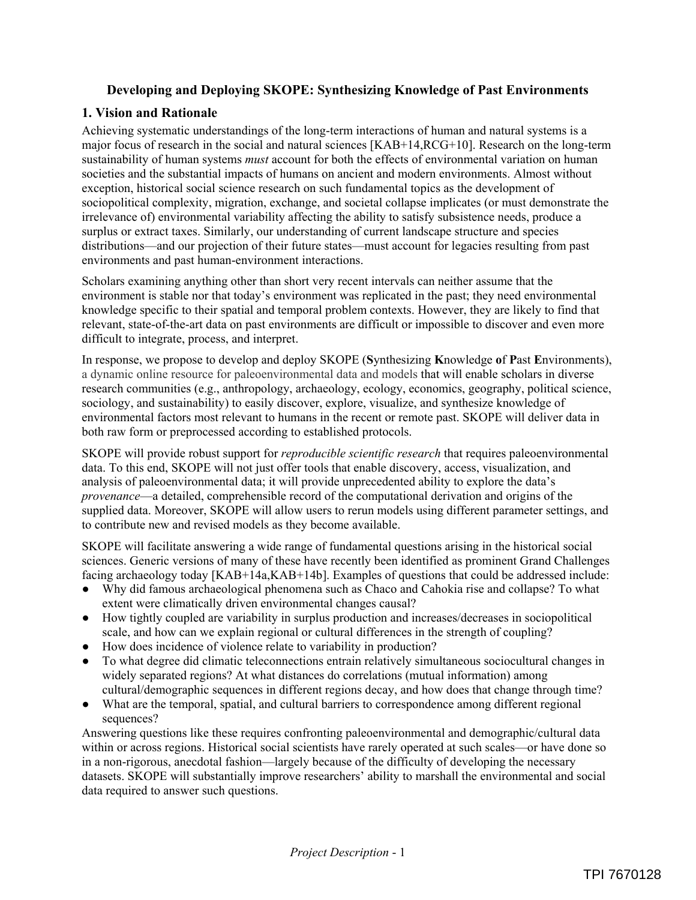**Developing and Deploying SKOPE: Synthesizing Knowledge of Past Environments**

## 1. Vision and Rationale

Achieving systematic understandings of the long-term interactions of human and natural systems is a major focus of research in the social and natural sciences [KAB+14,RCG+10]. Research on the long-term sustainability of human systems *must* account for both the effects of environmental variation on human societies and the substantial impacts of humans on ancient and modern environments. Almost without exception, historical social science research on such fundamental topics as the development of sociopolitical complexity, migration, exchange, and societal collapse implicates (or must demonstrate the irrelevance of) environmental variability affecting the ability to satisfy subsistence needs, produce a surplus or extract taxes. Similarly, our understanding of current landscape structure and species distributions—and our projection of their future states—must account for legacies resulting from past environments and past human-environment interactions.

Scholars examining anything other than short very recent intervals can neither assume that the environment is stable nor that today's environment was replicated in the past; they need environmental knowledge specific to their spatial and temporal problem contexts. However, they are likely to find that relevant, state-of-the-art data on past environments are difficult or impossible to discover and even more difficult to integrate, process, and interpret.

In response, we propose to develop and deploy SKOPE (**S**ynthesizing **K**nowledge **o**f **P**ast **E**nvironments), a dynamic online resource for paleoenvironmental data and models that will enable scholars in diverse research communities (e.g., anthropology, archaeology, ecology, economics, geography, political science, sociology, and sustainability) to easily discover, explore, visualize, and synthesize knowledge of environmental factors most relevant to humans in the recent or remote past. SKOPE will deliver data in both raw form or preprocessed according to established protocols.

SKOPE will provide robust support for *reproducible scientific research* that requires paleoenvironmental data. To this end, SKOPE will not just offer tools that enable discovery, access, visualization, and analysis of paleoenvironmental data; it will provide unprecedented ability to explore the data's *provenance*—a detailed, comprehensible record of the computational derivation and origins of the supplied data. Moreover, SKOPE will allow users to rerun models using different parameter settings, and to contribute new and revised models as they become available.

SKOPE will facilitate answering a wide range of fundamental questions arising in the historical social sciences. Generic versions of many of these have recently been identified as prominent Grand Challenges facing archaeology today [KAB+14a,KAB+14b]. Examples of questions that could be addressed include:

- Why did famous archaeological phenomena such as Chaco and Cahokia rise and collapse? To what extent were climatically driven environmental changes causal?
- How tightly coupled are variability in surplus production and increases/decreases in sociopolitical scale, and how can we explain regional or cultural differences in the strength of coupling?
- How does incidence of violence relate to variability in production?
- To what degree did climatic teleconnections entrain relatively simultaneous sociocultural changes in widely separated regions? At what distances do correlations (mutual information) among cultural/demographic sequences in different regions decay, and how does that change through time?
- What are the temporal, spatial, and cultural barriers to correspondence among different regional sequences?

Answering questions like these requires confronting paleoenvironmental and demographic/cultural data within or across regions. Historical social scientists have rarely operated at such scales—or have done so in a non-rigorous, anecdotal fashion—largely because of the difficulty of developing the necessary datasets. SKOPE will substantially improve researchers' ability to marshall the environmental and social data required to answer such questions.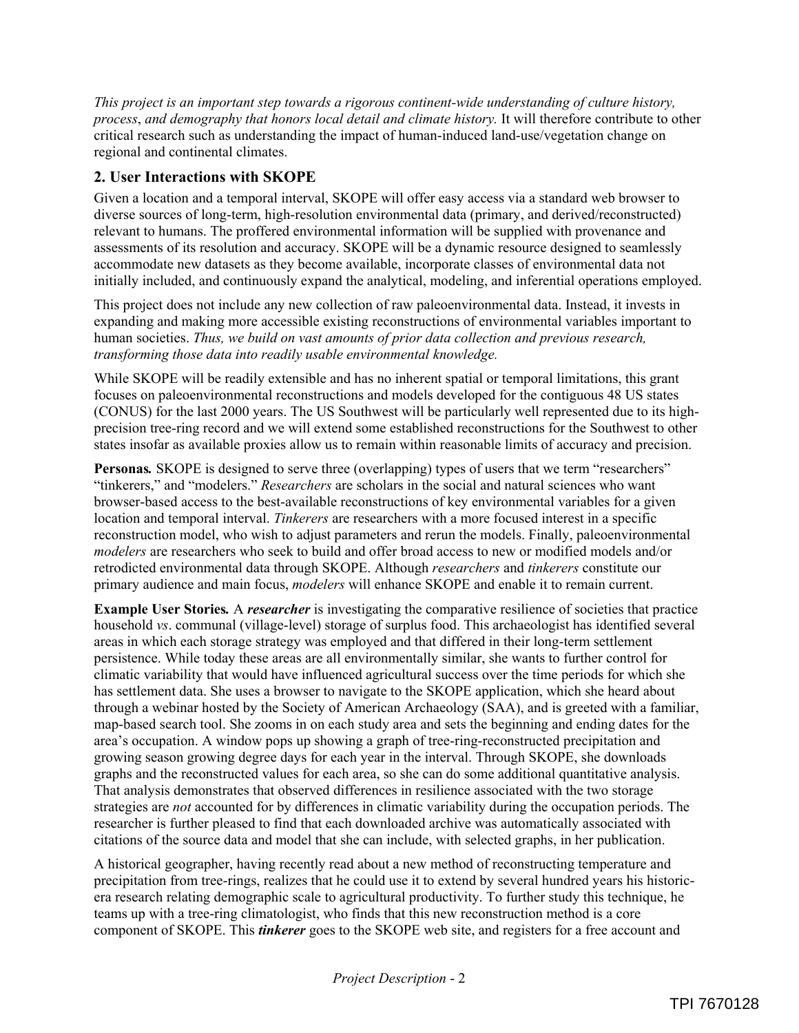*This project is an important step towards a rigorous continent-wide understanding of culture history, process*, *and demography that honors local detail and climate history.* It will therefore contribute to other critical research such as understanding the impact of human-induced land-use/vegetation change on regional and continental climates.

## 2. User Interactions with SKOPE

Given a location and a temporal interval, SKOPE will offer easy access via a standard web browser to diverse sources of long-term, high-resolution environmental data (primary, and derived/reconstructed) relevant to humans. The proffered environmental information will be supplied with provenance and assessments of its resolution and accuracy. SKOPE will be a dynamic resource designed to seamlessly accommodate new datasets as they become available, incorporate classes of environmental data not initially included, and continuously expand the analytical, modeling, and inferential operations employed.

This project does not include any new collection of raw paleoenvironmental data. Instead, it invests in expanding and making more accessible existing reconstructions of environmental variables important to human societies. *Thus, we build on vast amounts of prior data collection and previous research, transforming those data into readily usable environmental knowledge.*

While SKOPE will be readily extensible and has no inherent spatial or temporal limitations, this grant focuses on paleoenvironmental reconstructions and models developed for the contiguous 48 US states (CONUS) for the last 2000 years. The US Southwest will be particularly well represented due to its high-precision tree-ring record and we will extend some established reconstructions for the Southwest to other states insofar as available proxies allow us to remain within reasonable limits of accuracy and precision.

**Personas.** SKOPE is designed to serve three (overlapping) types of users that we term "researchers" "tinkerers," and "modelers." *Researchers* are scholars in the social and natural sciences who want browser-based access to the best-available reconstructions of key environmental variables for a given location and temporal interval. *Tinkerers* are researchers with a more focused interest in a specific reconstruction model, who wish to adjust parameters and rerun the models. Finally, paleoenvironmental *modelers* are researchers who seek to build and offer broad access to new or modified models and/or retrodicted environmental data through SKOPE. Although *researchers* and *tinkerers* constitute our primary audience and main focus, *modelers* will enhance SKOPE and enable it to remain current.

**Example User Stories.** A ***researcher*** is investigating the comparative resilience of societies that practice household *vs*. communal (village-level) storage of surplus food. This archaeologist has identified several areas in which each storage strategy was employed and that differed in their long-term settlement persistence. While today these areas are all environmentally similar, she wants to further control for climatic variability that would have influenced agricultural success over the time periods for which she has settlement data. She uses a browser to navigate to the SKOPE application, which she heard about through a webinar hosted by the Society of American Archaeology (SAA), and is greeted with a familiar, map-based search tool. She zooms in on each study area and sets the beginning and ending dates for the area's occupation. A window pops up showing a graph of tree-ring-reconstructed precipitation and growing season growing degree days for each year in the interval. Through SKOPE, she downloads graphs and the reconstructed values for each area, so she can do some additional quantitative analysis. That analysis demonstrates that observed differences in resilience associated with the two storage strategies are *not* accounted for by differences in climatic variability during the occupation periods. The researcher is further pleased to find that each downloaded archive was automatically associated with citations of the source data and model that she can include, with selected graphs, in her publication.

A historical geographer, having recently read about a new method of reconstructing temperature and precipitation from tree-rings, realizes that he could use it to extend by several hundred years his historic-era research relating demographic scale to agricultural productivity. To further study this technique, he teams up with a tree-ring climatologist, who finds that this new reconstruction method is a core component of SKOPE. This ***tinkerer*** goes to the SKOPE web site, and registers for a free account and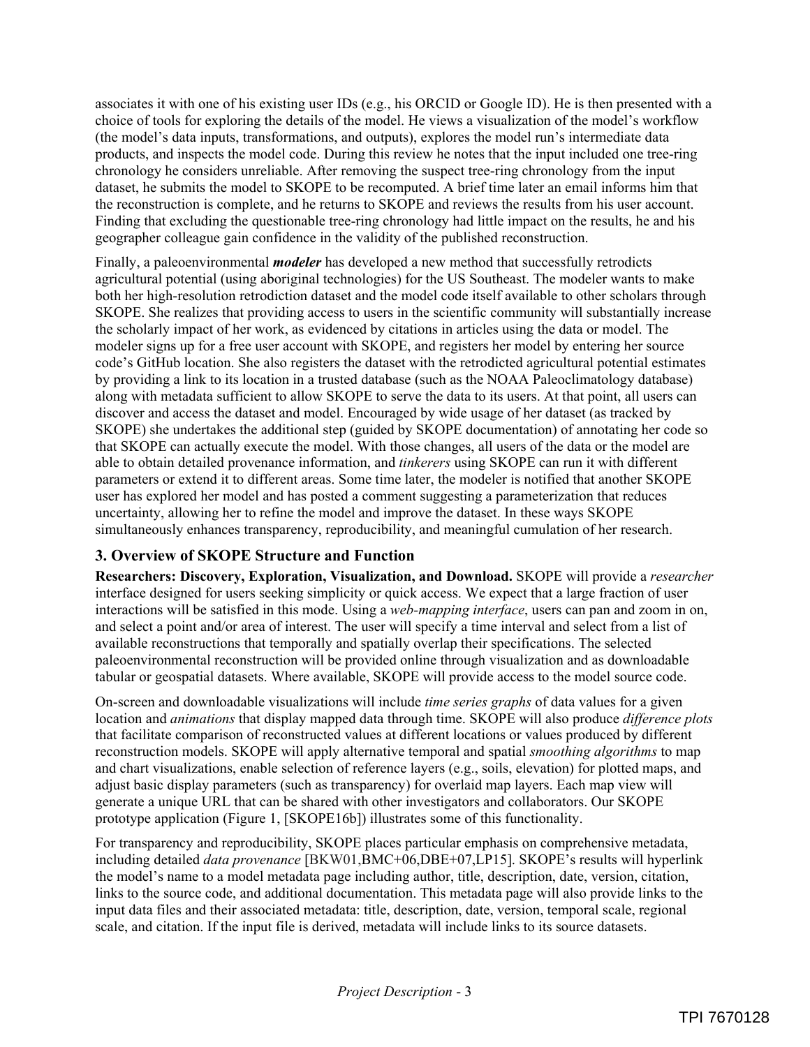associates it with one of his existing user IDs (e.g., his ORCID or Google ID). He is then presented with a choice of tools for exploring the details of the model. He views a visualization of the model's workflow (the model's data inputs, transformations, and outputs), explores the model run's intermediate data products, and inspects the model code. During this review he notes that the input included one tree-ring chronology he considers unreliable. After removing the suspect tree-ring chronology from the input dataset, he submits the model to SKOPE to be recomputed. A brief time later an email informs him that the reconstruction is complete, and he returns to SKOPE and reviews the results from his user account. Finding that excluding the questionable tree-ring chronology had little impact on the results, he and his geographer colleague gain confidence in the validity of the published reconstruction.

Finally, a paleoenvironmental ***modeler*** has developed a new method that successfully retrodicts agricultural potential (using aboriginal technologies) for the US Southeast. The modeler wants to make both her high-resolution retrodiction dataset and the model code itself available to other scholars through SKOPE. She realizes that providing access to users in the scientific community will substantially increase the scholarly impact of her work, as evidenced by citations in articles using the data or model. The modeler signs up for a free user account with SKOPE, and registers her model by entering her source code's GitHub location. She also registers the dataset with the retrodicted agricultural potential estimates by providing a link to its location in a trusted database (such as the NOAA Paleoclimatology database) along with metadata sufficient to allow SKOPE to serve the data to its users. At that point, all users can discover and access the dataset and model. Encouraged by wide usage of her dataset (as tracked by SKOPE) she undertakes the additional step (guided by SKOPE documentation) of annotating her code so that SKOPE can actually execute the model. With those changes, all users of the data or the model are able to obtain detailed provenance information, and *tinkerers* using SKOPE can run it with different parameters or extend it to different areas. Some time later, the modeler is notified that another SKOPE user has explored her model and has posted a comment suggesting a parameterization that reduces uncertainty, allowing her to refine the model and improve the dataset. In these ways SKOPE simultaneously enhances transparency, reproducibility, and meaningful cumulation of her research.

## 3. Overview of SKOPE Structure and Function

**Researchers: Discovery, Exploration, Visualization, and Download.** SKOPE will provide a *researcher* interface designed for users seeking simplicity or quick access. We expect that a large fraction of user interactions will be satisfied in this mode. Using a *web-mapping interface*, users can pan and zoom in on, and select a point and/or area of interest. The user will specify a time interval and select from a list of available reconstructions that temporally and spatially overlap their specifications. The selected paleoenvironmental reconstruction will be provided online through visualization and as downloadable tabular or geospatial datasets. Where available, SKOPE will provide access to the model source code.

On-screen and downloadable visualizations will include *time series graphs* of data values for a given location and *animations* that display mapped data through time. SKOPE will also produce *difference plots* that facilitate comparison of reconstructed values at different locations or values produced by different reconstruction models. SKOPE will apply alternative temporal and spatial *smoothing algorithms* to map and chart visualizations, enable selection of reference layers (e.g., soils, elevation) for plotted maps, and adjust basic display parameters (such as transparency) for overlaid map layers. Each map view will generate a unique URL that can be shared with other investigators and collaborators. Our SKOPE prototype application (Figure 1, [SKOPE16b]) illustrates some of this functionality.

For transparency and reproducibility, SKOPE places particular emphasis on comprehensive metadata, including detailed *data provenance* [BKW01,BMC+06,DBE+07,LP15]. SKOPE's results will hyperlink the model's name to a model metadata page including author, title, description, date, version, citation, links to the source code, and additional documentation. This metadata page will also provide links to the input data files and their associated metadata: title, description, date, version, temporal scale, regional scale, and citation. If the input file is derived, metadata will include links to its source datasets.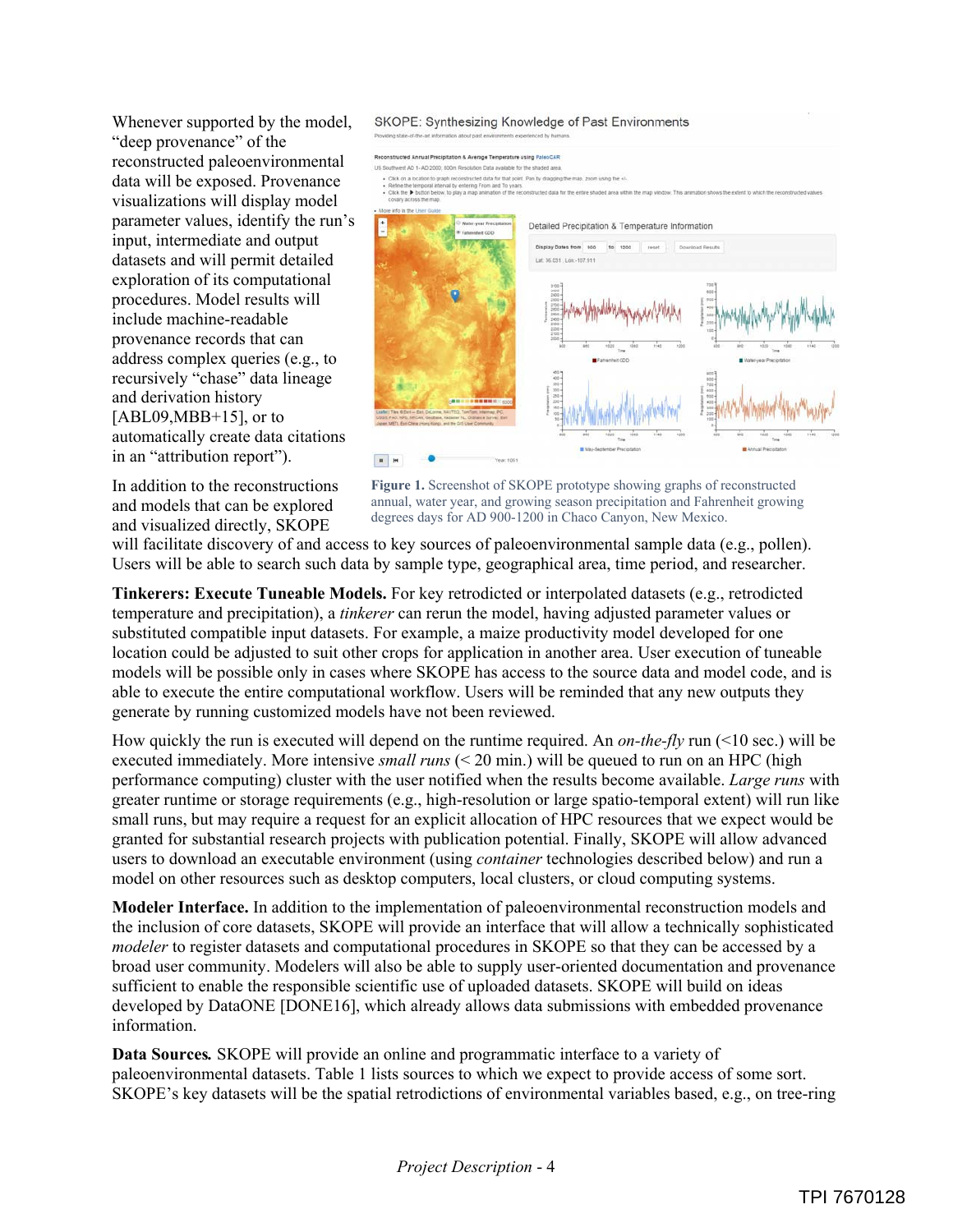Whenever supported by the model, "deep provenance" of the reconstructed paleoenvironmental data will be exposed. Provenance visualizations will display model parameter values, identify the run's input, intermediate and output datasets and will permit detailed exploration of its computational procedures. Model results will include machine-readable provenance records that can address complex queries (e.g., to recursively "chase" data lineage and derivation history [ABL09,MBB+15], or to automatically create data citations in an "attribution report").

**Figure 1.** Screenshot of SKOPE prototype showing graphs of reconstructed annual, water year, and growing season precipitation and Fahrenheit growing degrees days for AD 900-1200 in Chaco Canyon, New Mexico.

In addition to the reconstructions and models that can be explored and visualized directly, SKOPE will facilitate discovery of and access to key sources of paleoenvironmental sample data (e.g., pollen). Users will be able to search such data by sample type, geographical area, time period, and researcher.

**Tinkerers: Execute Tuneable Models.** For key retrodicted or interpolated datasets (e.g., retrodicted temperature and precipitation), a *tinkerer* can rerun the model, having adjusted parameter values or substituted compatible input datasets. For example, a maize productivity model developed for one location could be adjusted to suit other crops for application in another area. User execution of tuneable models will be possible only in cases where SKOPE has access to the source data and model code, and is able to execute the entire computational workflow. Users will be reminded that any new outputs they generate by running customized models have not been reviewed.

How quickly the run is executed will depend on the runtime required. An *on-the-fly* run (<10 sec.) will be executed immediately. More intensive *small runs* (< 20 min.) will be queued to run on an HPC (high performance computing) cluster with the user notified when the results become available. *Large runs* with greater runtime or storage requirements (e.g., high-resolution or large spatio-temporal extent) will run like small runs, but may require a request for an explicit allocation of HPC resources that we expect would be granted for substantial research projects with publication potential. Finally, SKOPE will allow advanced users to download an executable environment (using *container* technologies described below) and run a model on other resources such as desktop computers, local clusters, or cloud computing systems.

**Modeler Interface.** In addition to the implementation of paleoenvironmental reconstruction models and the inclusion of core datasets, SKOPE will provide an interface that will allow a technically sophisticated *modeler* to register datasets and computational procedures in SKOPE so that they can be accessed by a broad user community. Modelers will also be able to supply user-oriented documentation and provenance sufficient to enable the responsible scientific use of uploaded datasets. SKOPE will build on ideas developed by DataONE [DONE16], which already allows data submissions with embedded provenance information.

**Data Sources.** SKOPE will provide an online and programmatic interface to a variety of paleoenvironmental datasets. Table 1 lists sources to which we expect to provide access of some sort. SKOPE's key datasets will be the spatial retrodictions of environmental variables based, e.g., on tree-ring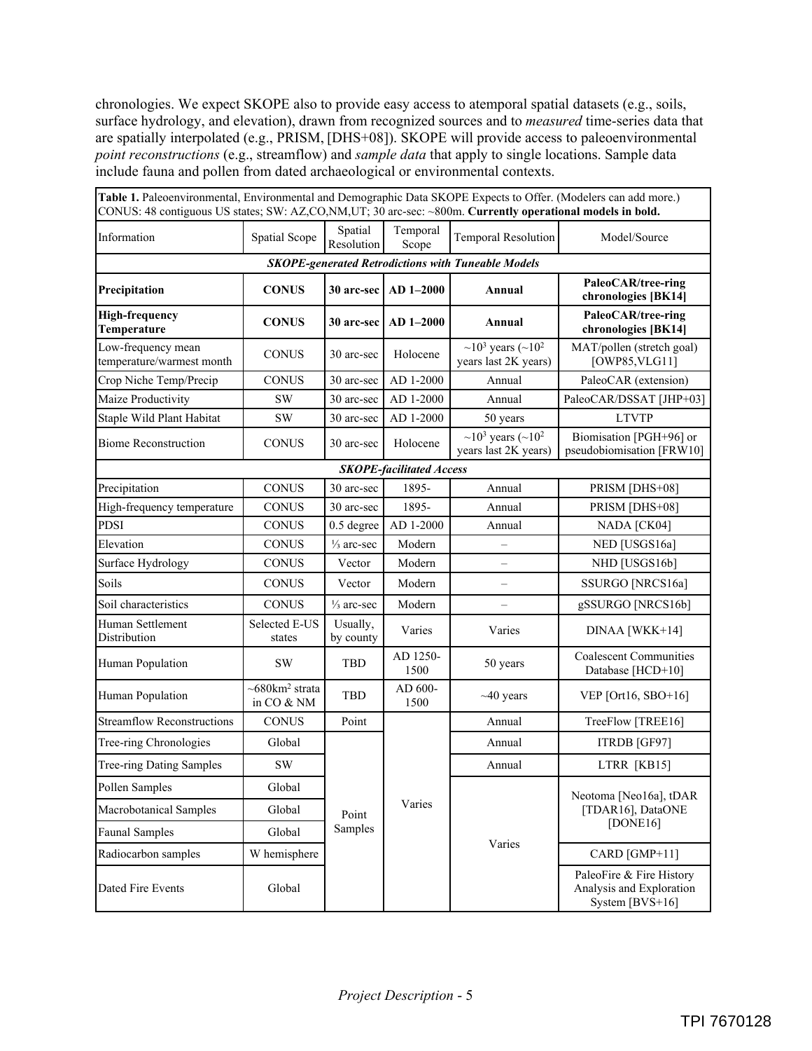chronologies. We expect SKOPE also to provide easy access to atemporal spatial datasets (e.g., soils, surface hydrology, and elevation), drawn from recognized sources and to *measured* time-series data that are spatially interpolated (e.g., PRISM, [DHS+08]). SKOPE will provide access to paleoenvironmental *point reconstructions* (e.g., streamflow) and *sample data* that apply to single locations. Sample data include fauna and pollen from dated archaeological or environmental contexts.

**Table 1.** Paleoenvironmental, Environmental and Demographic Data SKOPE Expects to Offer. (Modelers can add more.) CONUS: 48 contiguous US states; SW: AZ,CO,NM,UT; 30 arc-sec: ~800m. **Currently operational models in bold.**

| Information | Spatial Scope | Spatial Resolution | Temporal Scope | Temporal Resolution | Model/Source |
|---|---|---|---|---|---|
| ***SKOPE-generated Retrodictions with Tuneable Models*** | | | | | |
| **Precipitation** | **CONUS** | **30 arc-sec** | **AD 1–2000** | **Annual** | **PaleoCAR/tree-ring chronologies [BK14]** |
| **High-frequency Temperature** | **CONUS** | **30 arc-sec** | **AD 1–2000** | **Annual** | **PaleoCAR/tree-ring chronologies [BK14]** |
| Low-frequency mean temperature/warmest month | CONUS | 30 arc-sec | Holocene | ~$10^3$ years (~$10^2$ years last 2K years) | MAT/pollen (stretch goal) [OWP85,VLG11] |
| Crop Niche Temp/Precip | CONUS | 30 arc-sec | AD 1-2000 | Annual | PaleoCAR (extension) |
| Maize Productivity | SW | 30 arc-sec | AD 1-2000 | Annual | PaleoCAR/DSSAT [JHP+03] |
| Staple Wild Plant Habitat | SW | 30 arc-sec | AD 1-2000 | 50 years | LTVTP |
| Biome Reconstruction | CONUS | 30 arc-sec | Holocene | ~$10^3$ years (~$10^2$ years last 2K years) | Biomisation [PGH+96] or pseudobiomisation [FRW10] |
| ***SKOPE-facilitated Access*** | | | | | |
| Precipitation | CONUS | 30 arc-sec | 1895- | Annual | PRISM [DHS+08] |
| High-frequency temperature | CONUS | 30 arc-sec | 1895- | Annual | PRISM [DHS+08] |
| PDSI | CONUS | 0.5 degree | AD 1-2000 | Annual | NADA [CK04] |
| Elevation | CONUS | ⅓ arc-sec | Modern | – | NED [USGS16a] |
| Surface Hydrology | CONUS | Vector | Modern | – | NHD [USGS16b] |
| Soils | CONUS | Vector | Modern | – | SSURGO [NRCS16a] |
| Soil characteristics | CONUS | ⅓ arc-sec | Modern | – | gSSURGO [NRCS16b] |
| Human Settlement Distribution | Selected E-US states | Usually, by county | Varies | Varies | DINAA [WKK+14] |
| Human Population | SW | TBD | AD 1250-1500 | 50 years | Coalescent Communities Database [HCD+10] |
| Human Population | ~680km² strata in CO & NM | TBD | AD 600-1500 | ~40 years | VEP [Ort16, SBO+16] |
| Streamflow Reconstructions | CONUS | Point | Varies | Annual | TreeFlow [TREE16] |
| Tree-ring Chronologies | Global | Point Samples | Varies | Annual | ITRDB [GF97] |
| Tree-ring Dating Samples | SW | Point Samples | Varies | Annual | LTRR [KB15] |
| Pollen Samples | Global | Point Samples | Varies | Varies | Neotoma [Neo16a], tDAR [TDAR16], DataONE [DONE16] |
| Macrobotanical Samples | Global | Point Samples | Varies | Varies | Neotoma [Neo16a], tDAR [TDAR16], DataONE [DONE16] |
| Faunal Samples | Global | Point Samples | Varies | Varies | Neotoma [Neo16a], tDAR [TDAR16], DataONE [DONE16] |
| Radiocarbon samples | W hemisphere | Point Samples | Varies | Varies | CARD [GMP+11] |
| Dated Fire Events | Global | Point Samples | Varies | Varies | PaleoFire & Fire History Analysis and Exploration System [BVS+16] |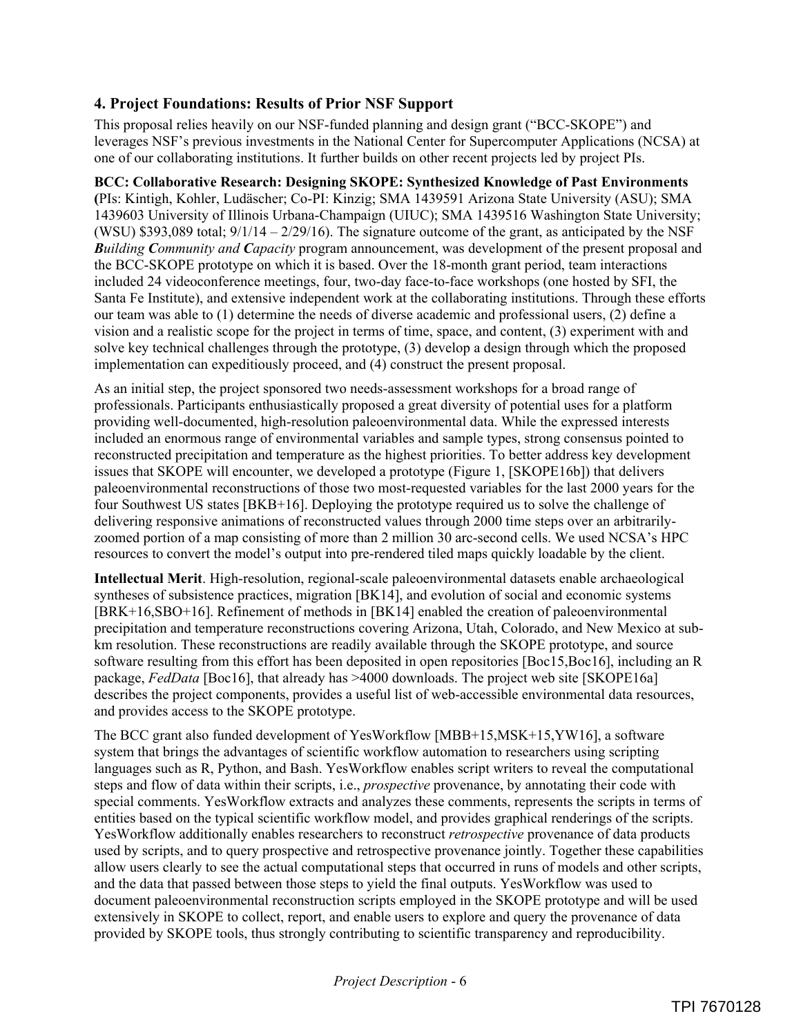## 4. Project Foundations: Results of Prior NSF Support

This proposal relies heavily on our NSF-funded planning and design grant ("BCC-SKOPE") and leverages NSF's previous investments in the National Center for Supercomputer Applications (NCSA) at one of our collaborating institutions. It further builds on other recent projects led by project PIs.

**BCC: Collaborative Research: Designing SKOPE: Synthesized Knowledge of Past Environments (**PIs: Kintigh, Kohler, Ludäscher; Co-PI: Kinzig; SMA 1439591 Arizona State University (ASU); SMA 1439603 University of Illinois Urbana-Champaign (UIUC); SMA 1439516 Washington State University; (WSU) $393,089 total; 9/1/14 – 2/29/16). The signature outcome of the grant, as anticipated by the NSF ***B**uilding **C**ommunity and **C**apacity* program announcement, was development of the present proposal and the BCC-SKOPE prototype on which it is based. Over the 18-month grant period, team interactions included 24 videoconference meetings, four, two-day face-to-face workshops (one hosted by SFI, the Santa Fe Institute), and extensive independent work at the collaborating institutions. Through these efforts our team was able to (1) determine the needs of diverse academic and professional users, (2) define a vision and a realistic scope for the project in terms of time, space, and content, (3) experiment with and solve key technical challenges through the prototype, (4) develop a design through which the proposed implementation can expeditiously proceed, and (4) construct the present proposal.

As an initial step, the project sponsored two needs-assessment workshops for a broad range of professionals. Participants enthusiastically proposed a great diversity of potential uses for a platform providing well-documented, high-resolution paleoenvironmental data. While the expressed interests included an enormous range of environmental variables and sample types, strong consensus pointed to reconstructed precipitation and temperature as the highest priorities. To better address key development issues that SKOPE will encounter, we developed a prototype (Figure 1, [SKOPE16b]) that delivers paleoenvironmental reconstructions of those two most-requested variables for the last 2000 years for the four Southwest US states [BKB+16]. Deploying the prototype required us to solve the challenge of delivering responsive animations of reconstructed values through 2000 time steps over an arbitrarily-zoomed portion of a map consisting of more than 2 million 30 arc-second cells. We used NCSA's HPC resources to convert the model's output into pre-rendered tiled maps quickly loadable by the client.

**Intellectual Merit**. High-resolution, regional-scale paleoenvironmental datasets enable archaeological syntheses of subsistence practices, migration [BK14], and evolution of social and economic systems [BRK+16,SBO+16]. Refinement of methods in [BK14] enabled the creation of paleoenvironmental precipitation and temperature reconstructions covering Arizona, Utah, Colorado, and New Mexico at sub-km resolution. These reconstructions are readily available through the SKOPE prototype, and source software resulting from this effort has been deposited in open repositories [Boc15,Boc16], including an R package, *FedData* [Boc16], that already has >4000 downloads. The project web site [SKOPE16a] describes the project components, provides a useful list of web-accessible environmental data resources, and provides access to the SKOPE prototype.

The BCC grant also funded development of YesWorkflow [MBB+15,MSK+15,YW16], a software system that brings the advantages of scientific workflow automation to researchers using scripting languages such as R, Python, and Bash. YesWorkflow enables script writers to reveal the computational steps and flow of data within their scripts, i.e., *prospective* provenance, by annotating their code with special comments. YesWorkflow extracts and analyzes these comments, represents the scripts in terms of entities based on the typical scientific workflow model, and provides graphical renderings of the scripts. YesWorkflow additionally enables researchers to reconstruct *retrospective* provenance of data products used by scripts, and to query prospective and retrospective provenance jointly. Together these capabilities allow users clearly to see the actual computational steps that occurred in runs of models and other scripts, and the data that passed between those steps to yield the final outputs. YesWorkflow was used to document paleoenvironmental reconstruction scripts employed in the SKOPE prototype and will be used extensively in SKOPE to collect, report, and enable users to explore and query the provenance of data provided by SKOPE tools, thus strongly contributing to scientific transparency and reproducibility.

TPI 7670128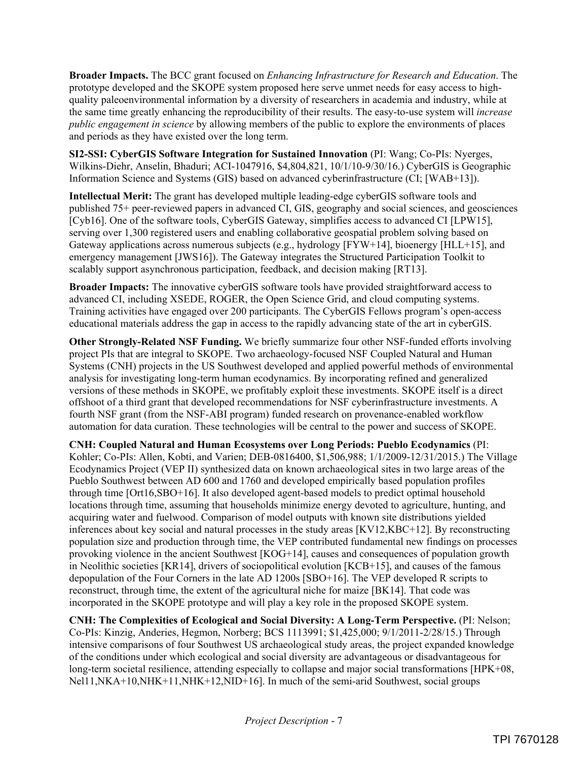**Broader Impacts.** The BCC grant focused on *Enhancing Infrastructure for Research and Education*. The prototype developed and the SKOPE system proposed here serve unmet needs for easy access to high-quality paleoenvironmental information by a diversity of researchers in academia and industry, while at the same time greatly enhancing the reproducibility of their results. The easy-to-use system will *increase public engagement in science* by allowing members of the public to explore the environments of places and periods as they have existed over the long term.

**SI2-SSI: CyberGIS Software Integration for Sustained Innovation** (PI: Wang; Co-PIs: Nyerges, Wilkins-Diehr, Anselin, Bhaduri; ACI-1047916, $4,804,821, 10/1/10-9/30/16.) CyberGIS is Geographic Information Science and Systems (GIS) based on advanced cyberinfrastructure (CI; [WAB+13]).

**Intellectual Merit:** The grant has developed multiple leading-edge cyberGIS software tools and published 75+ peer-reviewed papers in advanced CI, GIS, geography and social sciences, and geosciences [Cyb16]. One of the software tools, CyberGIS Gateway, simplifies access to advanced CI [LPW15], serving over 1,300 registered users and enabling collaborative geospatial problem solving based on Gateway applications across numerous subjects (e.g., hydrology [FYW+14], bioenergy [HLL+15], and emergency management [JWS16]). The Gateway integrates the Structured Participation Toolkit to scalably support asynchronous participation, feedback, and decision making [RT13].

**Broader Impacts:** The innovative cyberGIS software tools have provided straightforward access to advanced CI, including XSEDE, ROGER, the Open Science Grid, and cloud computing systems. Training activities have engaged over 200 participants. The CyberGIS Fellows program's open-access educational materials address the gap in access to the rapidly advancing state of the art in cyberGIS.

**Other Strongly-Related NSF Funding.** We briefly summarize four other NSF-funded efforts involving project PIs that are integral to SKOPE. Two archaeology-focused NSF Coupled Natural and Human Systems (CNH) projects in the US Southwest developed and applied powerful methods of environmental analysis for investigating long-term human ecodynamics. By incorporating refined and generalized versions of these methods in SKOPE, we profitably exploit these investments. SKOPE itself is a direct offshoot of a third grant that developed recommendations for NSF cyberinfrastructure investments. A fourth NSF grant (from the NSF-ABI program) funded research on provenance-enabled workflow automation for data curation. These technologies will be central to the power and success of SKOPE.

**CNH: Coupled Natural and Human Ecosystems over Long Periods: Pueblo Ecodynamics** (PI: Kohler; Co-PIs: Allen, Kobti, and Varien; DEB-0816400, $1,506,988; 1/1/2009-12/31/2015.) The Village Ecodynamics Project (VEP II) synthesized data on known archaeological sites in two large areas of the Pueblo Southwest between AD 600 and 1760 and developed empirically based population profiles through time [Ort16,SBO+16]. It also developed agent-based models to predict optimal household locations through time, assuming that households minimize energy devoted to agriculture, hunting, and acquiring water and fuelwood. Comparison of model outputs with known site distributions yielded inferences about key social and natural processes in the study areas [KV12,KBC+12]. By reconstructing population size and production through time, the VEP contributed fundamental new findings on processes provoking violence in the ancient Southwest [KOG+14], causes and consequences of population growth in Neolithic societies [KR14], drivers of sociopolitical evolution [KCB+15], and causes of the famous depopulation of the Four Corners in the late AD 1200s [SBO+16]. The VEP developed R scripts to reconstruct, through time, the extent of the agricultural niche for maize [BK14]. That code was incorporated in the SKOPE prototype and will play a key role in the proposed SKOPE system.

**CNH: The Complexities of Ecological and Social Diversity: A Long-Term Perspective.** (PI: Nelson; Co-PIs: Kinzig, Anderies, Hegmon, Norberg; BCS 1113991; $1,425,000; 9/1/2011-2/28/15.) Through intensive comparisons of four Southwest US archaeological study areas, the project expanded knowledge of the conditions under which ecological and social diversity are advantageous or disadvantageous for long-term societal resilience, attending especially to collapse and major social transformations [HPK+08, Nel11,NKA+10,NHK+11,NHK+12,NID+16]. In much of the semi-arid Southwest, social groups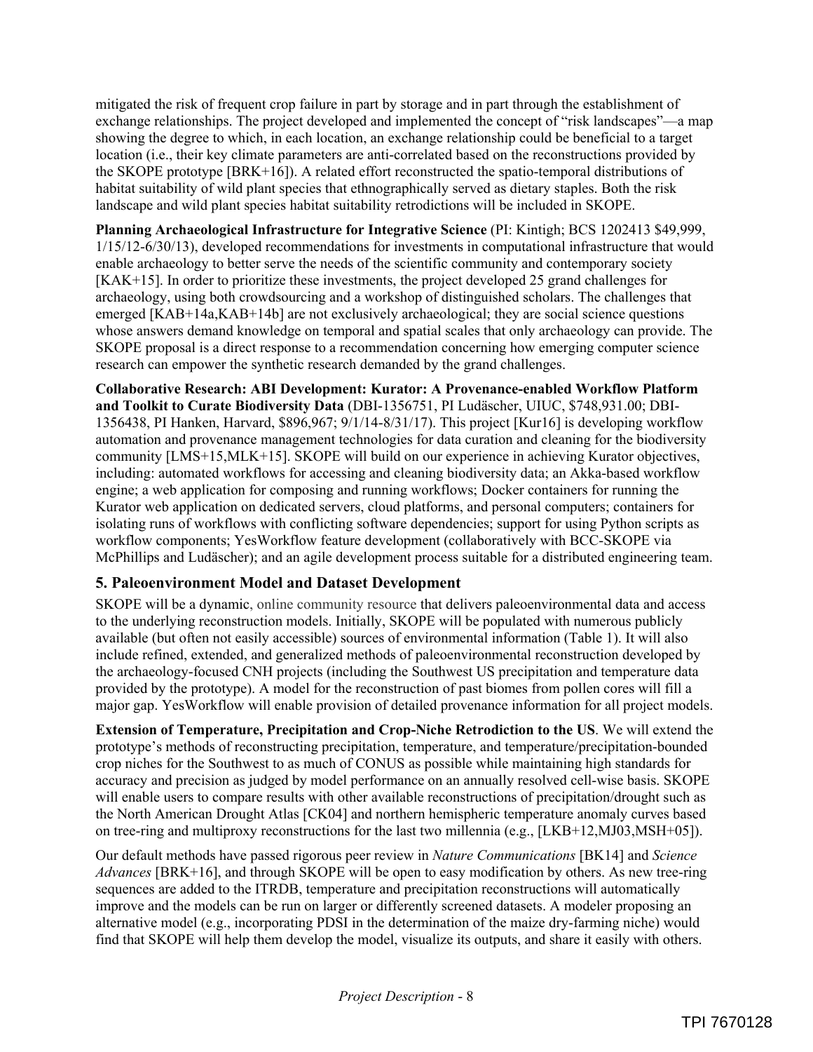mitigated the risk of frequent crop failure in part by storage and in part through the establishment of exchange relationships. The project developed and implemented the concept of "risk landscapes"—a map showing the degree to which, in each location, an exchange relationship could be beneficial to a target location (i.e., their key climate parameters are anti-correlated based on the reconstructions provided by the SKOPE prototype [BRK+16]). A related effort reconstructed the spatio-temporal distributions of habitat suitability of wild plant species that ethnographically served as dietary staples. Both the risk landscape and wild plant species habitat suitability retrodictions will be included in SKOPE.

**Planning Archaeological Infrastructure for Integrative Science** (PI: Kintigh; BCS 1202413 $49,999, 1/15/12-6/30/13), developed recommendations for investments in computational infrastructure that would enable archaeology to better serve the needs of the scientific community and contemporary society [KAK+15]. In order to prioritize these investments, the project developed 25 grand challenges for archaeology, using both crowdsourcing and a workshop of distinguished scholars. The challenges that emerged [KAB+14a,KAB+14b] are not exclusively archaeological; they are social science questions whose answers demand knowledge on temporal and spatial scales that only archaeology can provide. The SKOPE proposal is a direct response to a recommendation concerning how emerging computer science research can empower the synthetic research demanded by the grand challenges.

**Collaborative Research: ABI Development: Kurator: A Provenance-enabled Workflow Platform and Toolkit to Curate Biodiversity Data** (DBI-1356751, PI Ludäscher, UIUC, $748,931.00; DBI-1356438, PI Hanken, Harvard, $896,967; 9/1/14-8/31/17). This project [Kur16] is developing workflow automation and provenance management technologies for data curation and cleaning for the biodiversity community [LMS+15,MLK+15]. SKOPE will build on our experience in achieving Kurator objectives, including: automated workflows for accessing and cleaning biodiversity data; an Akka-based workflow engine; a web application for composing and running workflows; Docker containers for running the Kurator web application on dedicated servers, cloud platforms, and personal computers; containers for isolating runs of workflows with conflicting software dependencies; support for using Python scripts as workflow components; YesWorkflow feature development (collaboratively with BCC-SKOPE via McPhillips and Ludäscher); and an agile development process suitable for a distributed engineering team.

## 5. Paleoenvironment Model and Dataset Development

SKOPE will be a dynamic, online community resource that delivers paleoenvironmental data and access to the underlying reconstruction models. Initially, SKOPE will be populated with numerous publicly available (but often not easily accessible) sources of environmental information (Table 1). It will also include refined, extended, and generalized methods of paleoenvironmental reconstruction developed by the archaeology-focused CNH projects (including the Southwest US precipitation and temperature data provided by the prototype). A model for the reconstruction of past biomes from pollen cores will fill a major gap. YesWorkflow will enable provision of detailed provenance information for all project models.

**Extension of Temperature, Precipitation and Crop-Niche Retrodiction to the US**. We will extend the prototype's methods of reconstructing precipitation, temperature, and temperature/precipitation-bounded crop niches for the Southwest to as much of CONUS as possible while maintaining high standards for accuracy and precision as judged by model performance on an annually resolved cell-wise basis. SKOPE will enable users to compare results with other available reconstructions of precipitation/drought such as the North American Drought Atlas [CK04] and northern hemispheric temperature anomaly curves based on tree-ring and multiproxy reconstructions for the last two millennia (e.g., [LKB+12,MJ03,MSH+05]).

Our default methods have passed rigorous peer review in *Nature Communications* [BK14] and *Science Advances* [BRK+16], and through SKOPE will be open to easy modification by others. As new tree-ring sequences are added to the ITRDB, temperature and precipitation reconstructions will automatically improve and the models can be run on larger or differently screened datasets. A modeler proposing an alternative model (e.g., incorporating PDSI in the determination of the maize dry-farming niche) would find that SKOPE will help them develop the model, visualize its outputs, and share it easily with others.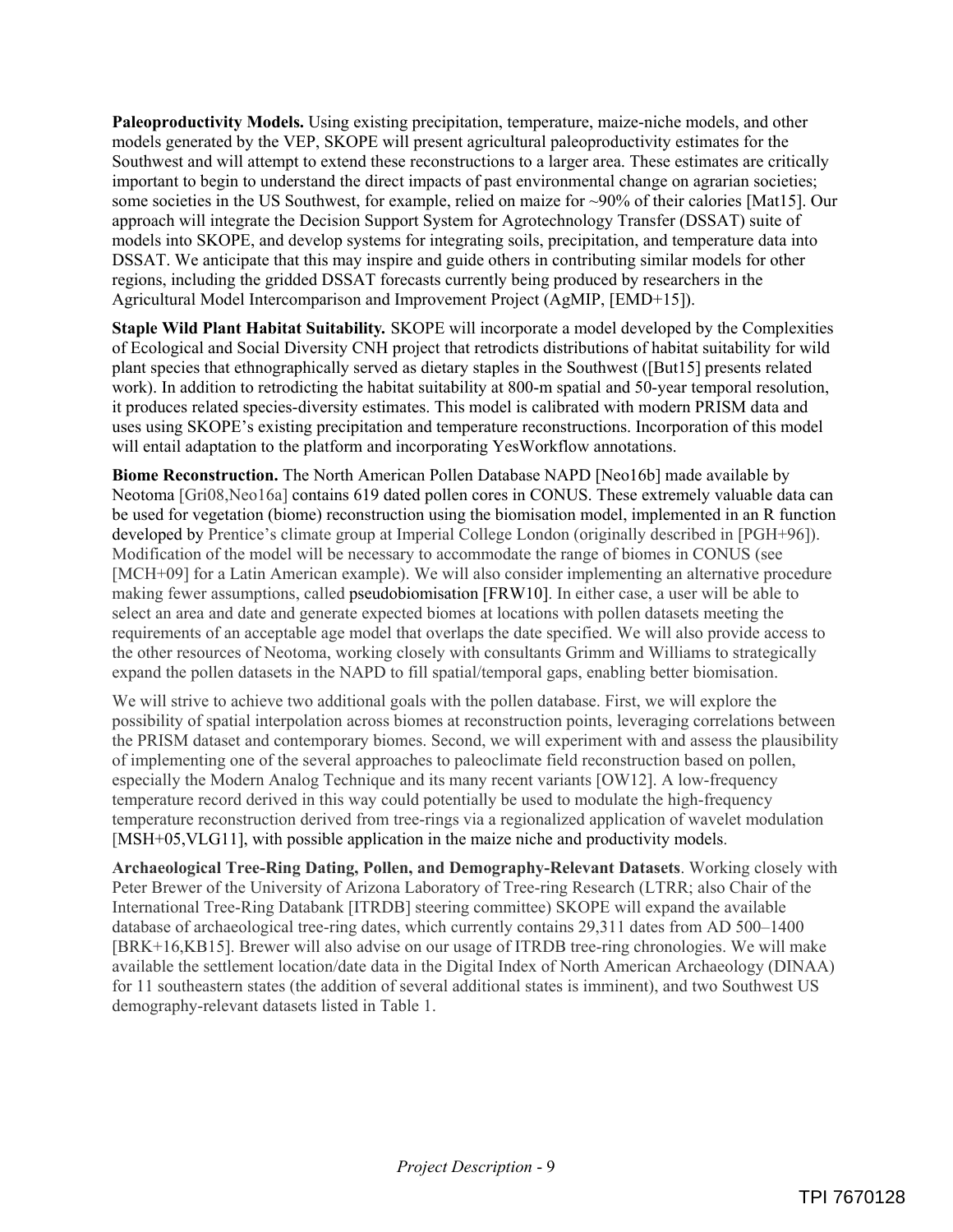**Paleoproductivity Models.** Using existing precipitation, temperature, maize-niche models, and other models generated by the VEP, SKOPE will present agricultural paleoproductivity estimates for the Southwest and will attempt to extend these reconstructions to a larger area. These estimates are critically important to begin to understand the direct impacts of past environmental change on agrarian societies; some societies in the US Southwest, for example, relied on maize for ~90% of their calories [Mat15]. Our approach will integrate the Decision Support System for Agrotechnology Transfer (DSSAT) suite of models into SKOPE, and develop systems for integrating soils, precipitation, and temperature data into DSSAT. We anticipate that this may inspire and guide others in contributing similar models for other regions, including the gridded DSSAT forecasts currently being produced by researchers in the Agricultural Model Intercomparison and Improvement Project (AgMIP, [EMD+15]).

**Staple Wild Plant Habitat Suitability.** SKOPE will incorporate a model developed by the Complexities of Ecological and Social Diversity CNH project that retrodicts distributions of habitat suitability for wild plant species that ethnographically served as dietary staples in the Southwest ([But15] presents related work). In addition to retrodicting the habitat suitability at 800-m spatial and 50-year temporal resolution, it produces related species-diversity estimates. This model is calibrated with modern PRISM data and uses using SKOPE's existing precipitation and temperature reconstructions. Incorporation of this model will entail adaptation to the platform and incorporating YesWorkflow annotations.

**Biome Reconstruction.** The North American Pollen Database NAPD [Neo16b] made available by Neotoma [Gri08,Neo16a] contains 619 dated pollen cores in CONUS. These extremely valuable data can be used for vegetation (biome) reconstruction using the biomisation model, implemented in an R function developed by Prentice's climate group at Imperial College London (originally described in [PGH+96]). Modification of the model will be necessary to accommodate the range of biomes in CONUS (see [MCH+09] for a Latin American example). We will also consider implementing an alternative procedure making fewer assumptions, called pseudobiomisation [FRW10]. In either case, a user will be able to select an area and date and generate expected biomes at locations with pollen datasets meeting the requirements of an acceptable age model that overlaps the date specified. We will also provide access to the other resources of Neotoma, working closely with consultants Grimm and Williams to strategically expand the pollen datasets in the NAPD to fill spatial/temporal gaps, enabling better biomisation.

We will strive to achieve two additional goals with the pollen database. First, we will explore the possibility of spatial interpolation across biomes at reconstruction points, leveraging correlations between the PRISM dataset and contemporary biomes. Second, we will experiment with and assess the plausibility of implementing one of the several approaches to paleoclimate field reconstruction based on pollen, especially the Modern Analog Technique and its many recent variants [OW12]. A low-frequency temperature record derived in this way could potentially be used to modulate the high-frequency temperature reconstruction derived from tree-rings via a regionalized application of wavelet modulation [MSH+05,VLG11], with possible application in the maize niche and productivity models.

**Archaeological Tree-Ring Dating, Pollen, and Demography-Relevant Datasets**. Working closely with Peter Brewer of the University of Arizona Laboratory of Tree-ring Research (LTRR; also Chair of the International Tree-Ring Databank [ITRDB] steering committee) SKOPE will expand the available database of archaeological tree-ring dates, which currently contains 29,311 dates from AD 500–1400 [BRK+16,KB15]. Brewer will also advise on our usage of ITRDB tree-ring chronologies. We will make available the settlement location/date data in the Digital Index of North American Archaeology (DINAA) for 11 southeastern states (the addition of several additional states is imminent), and two Southwest US demography-relevant datasets listed in Table 1.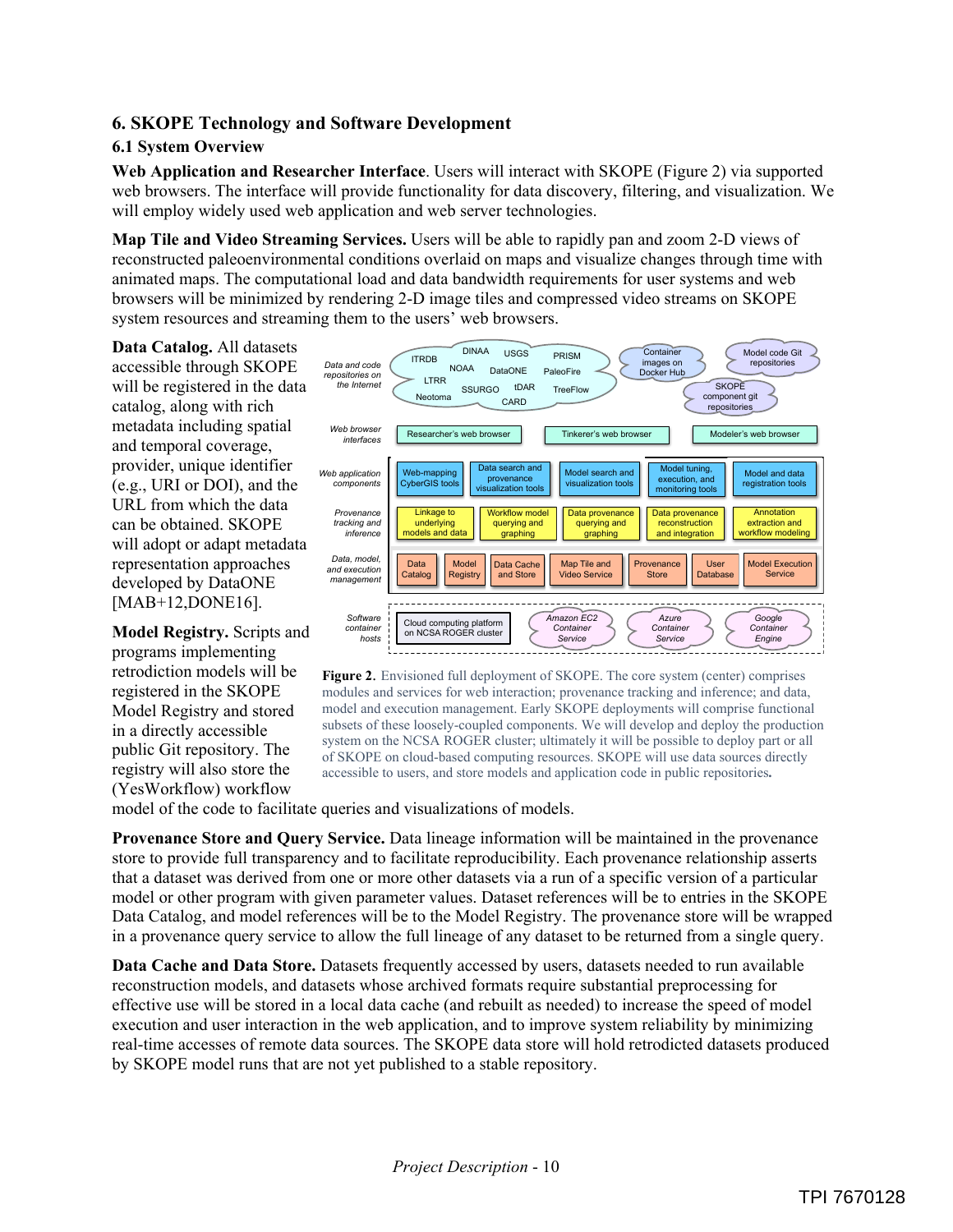## 6. SKOPE Technology and Software Development

### 6.1 System Overview

**Web Application and Researcher Interface**. Users will interact with SKOPE (Figure 2) via supported web browsers. The interface will provide functionality for data discovery, filtering, and visualization. We will employ widely used web application and web server technologies.

**Map Tile and Video Streaming Services.** Users will be able to rapidly pan and zoom 2-D views of reconstructed paleoenvironmental conditions overlaid on maps and visualize changes through time with animated maps. The computational load and data bandwidth requirements for user systems and web browsers will be minimized by rendering 2-D image tiles and compressed video streams on SKOPE system resources and streaming them to the users' web browsers.

**Data Catalog.** All datasets accessible through SKOPE will be registered in the data catalog, along with rich metadata including spatial and temporal coverage, provider, unique identifier (e.g., URI or DOI), and the URL from which the data can be obtained. SKOPE will adopt or adapt metadata representation approaches developed by DataONE [MAB+12,DONE16].

**Model Registry.** Scripts and programs implementing retrodiction models will be registered in the SKOPE Model Registry and stored in a directly accessible public Git repository. The registry will also store the (YesWorkflow) workflow model of the code to facilitate queries and visualizations of models.

**Figure 2.** Envisioned full deployment of SKOPE. The core system (center) comprises modules and services for web interaction; provenance tracking and inference; and data, model and execution management. Early SKOPE deployments will comprise functional subsets of these loosely-coupled components. We will develop and deploy the production system on the NCSA ROGER cluster; ultimately it will be possible to deploy part or all of SKOPE on cloud-based computing resources. SKOPE will use data sources directly accessible to users, and store models and application code in public repositories**.**

**Provenance Store and Query Service.** Data lineage information will be maintained in the provenance store to provide full transparency and to facilitate reproducibility. Each provenance relationship asserts that a dataset was derived from one or more other datasets via a run of a specific version of a particular model or other program with given parameter values. Dataset references will be to entries in the SKOPE Data Catalog, and model references will be to the Model Registry. The provenance store will be wrapped in a provenance query service to allow the full lineage of any dataset to be returned from a single query.

**Data Cache and Data Store.** Datasets frequently accessed by users, datasets needed to run available reconstruction models, and datasets whose archived formats require substantial preprocessing for effective use will be stored in a local data cache (and rebuilt as needed) to increase the speed of model execution and user interaction in the web application, and to improve system reliability by minimizing real-time accesses of remote data sources. The SKOPE data store will hold retrodicted datasets produced by SKOPE model runs that are not yet published to a stable repository.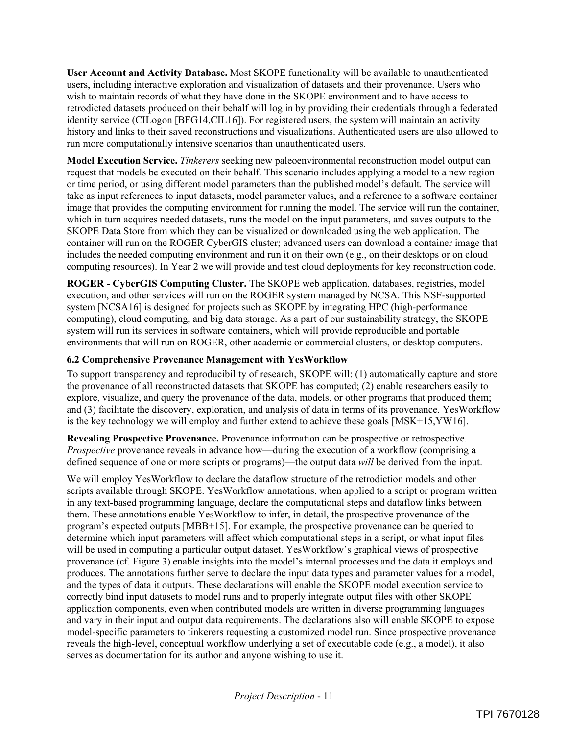**User Account and Activity Database.** Most SKOPE functionality will be available to unauthenticated users, including interactive exploration and visualization of datasets and their provenance. Users who wish to maintain records of what they have done in the SKOPE environment and to have access to retrodicted datasets produced on their behalf will log in by providing their credentials through a federated identity service (CILogon [BFG14,CIL16]). For registered users, the system will maintain an activity history and links to their saved reconstructions and visualizations. Authenticated users are also allowed to run more computationally intensive scenarios than unauthenticated users.

**Model Execution Service.** *Tinkerers* seeking new paleoenvironmental reconstruction model output can request that models be executed on their behalf. This scenario includes applying a model to a new region or time period, or using different model parameters than the published model's default. The service will take as input references to input datasets, model parameter values, and a reference to a software container image that provides the computing environment for running the model. The service will run the container, which in turn acquires needed datasets, runs the model on the input parameters, and saves outputs to the SKOPE Data Store from which they can be visualized or downloaded using the web application. The container will run on the ROGER CyberGIS cluster; advanced users can download a container image that includes the needed computing environment and run it on their own (e.g., on their desktops or on cloud computing resources). In Year 2 we will provide and test cloud deployments for key reconstruction code.

**ROGER - CyberGIS Computing Cluster.** The SKOPE web application, databases, registries, model execution, and other services will run on the ROGER system managed by NCSA. This NSF-supported system [NCSA16] is designed for projects such as SKOPE by integrating HPC (high-performance computing), cloud computing, and big data storage. As a part of our sustainability strategy, the SKOPE system will run its services in software containers, which will provide reproducible and portable environments that will run on ROGER, other academic or commercial clusters, or desktop computers.

### 6.2 Comprehensive Provenance Management with YesWorkflow

To support transparency and reproducibility of research, SKOPE will: (1) automatically capture and store the provenance of all reconstructed datasets that SKOPE has computed; (2) enable researchers easily to explore, visualize, and query the provenance of the data, models, or other programs that produced them; and (3) facilitate the discovery, exploration, and analysis of data in terms of its provenance. YesWorkflow is the key technology we will employ and further extend to achieve these goals [MSK+15,YW16].

**Revealing Prospective Provenance.** Provenance information can be prospective or retrospective. *Prospective* provenance reveals in advance how—during the execution of a workflow (comprising a defined sequence of one or more scripts or programs)—the output data *will* be derived from the input.

We will employ YesWorkflow to declare the dataflow structure of the retrodiction models and other scripts available through SKOPE. YesWorkflow annotations, when applied to a script or program written in any text-based programming language, declare the computational steps and dataflow links between them. These annotations enable YesWorkflow to infer, in detail, the prospective provenance of the program's expected outputs [MBB+15]. For example, the prospective provenance can be queried to determine which input parameters will affect which computational steps in a script, or what input files will be used in computing a particular output dataset. YesWorkflow's graphical views of prospective provenance (cf. Figure 3) enable insights into the model's internal processes and the data it employs and produces. The annotations further serve to declare the input data types and parameter values for a model, and the types of data it outputs. These declarations will enable the SKOPE model execution service to correctly bind input datasets to model runs and to properly integrate output files with other SKOPE application components, even when contributed models are written in diverse programming languages and vary in their input and output data requirements. The declarations also will enable SKOPE to expose model-specific parameters to tinkerers requesting a customized model run. Since prospective provenance reveals the high-level, conceptual workflow underlying a set of executable code (e.g., a model), it also serves as documentation for its author and anyone wishing to use it.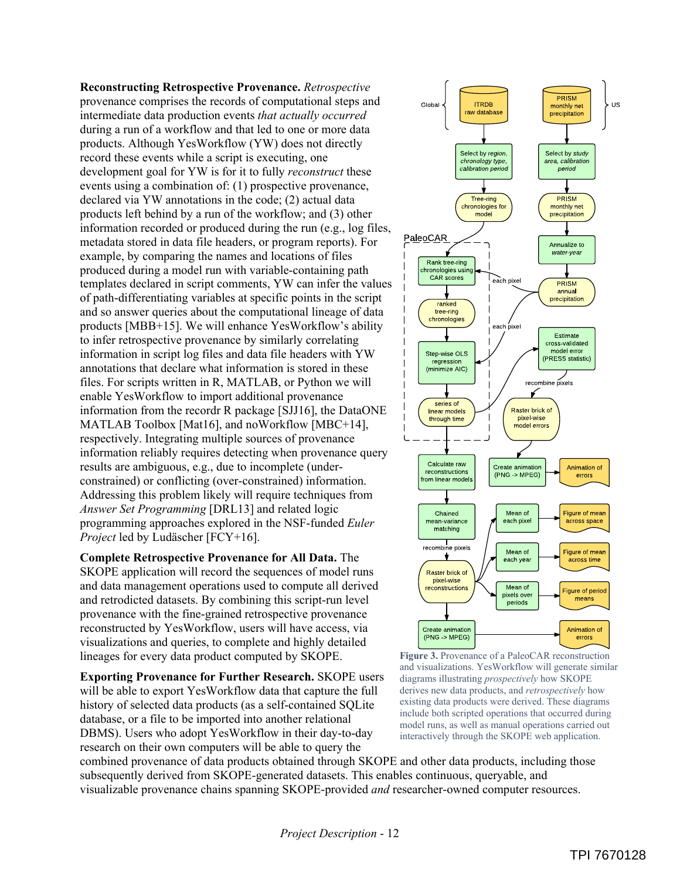**Reconstructing Retrospective Provenance.** *Retrospective* provenance comprises the records of computational steps and intermediate data production events *that actually occurred* during a run of a workflow and that led to one or more data products. Although YesWorkflow (YW) does not directly record these events while a script is executing, one development goal for YW is for it to fully *reconstruct* these events using a combination of: (1) prospective provenance, declared via YW annotations in the code; (2) actual data products left behind by a run of the workflow; and (3) other information recorded or produced during the run (e.g., log files, metadata stored in data file headers, or program reports). For example, by comparing the names and locations of files produced during a model run with variable-containing path templates declared in script comments, YW can infer the values of path-differentiating variables at specific points in the script and so answer queries about the computational lineage of data products [MBB+15]. We will enhance YesWorkflow's ability to infer retrospective provenance by similarly correlating information in script log files and data file headers with YW annotations that declare what information is stored in these files. For scripts written in R, MATLAB, and Python we will enable YesWorkflow to import additional provenance information from the recordr R package [SJJ16], the DataONE MATLAB Toolbox [Mat16], and noWorkflow [MBC+14], respectively. Integrating multiple sources of provenance information reliably requires detecting when provenance query results are ambiguous, e.g., due to incomplete (under-constrained) or conflicting (over-constrained) information. Addressing this problem likely will require techniques from *Answer Set Programming* [DRL13] and related logic programming approaches explored in the NSF-funded *Euler Project* led by Ludäscher [FCY+16].

**Complete Retrospective Provenance for All Data.** The SKOPE application will record the sequences of model runs and data management operations used to compute all derived and retrodicted datasets. By combining this script-run level provenance with the fine-grained retrospective provenance reconstructed by YesWorkflow, users will have access, via visualizations and queries, to complete and highly detailed lineages for every data product computed by SKOPE.

**Exporting Provenance for Further Research.** SKOPE users will be able to export YesWorkflow data that capture the full history of selected data products (as a self-contained SQLite database, or a file to be imported into another relational DBMS). Users who adopt YesWorkflow in their day-to-day research on their own computers will be able to query the combined provenance of data products obtained through SKOPE and other data products, including those subsequently derived from SKOPE-generated datasets. This enables continuous, queryable, and visualizable provenance chains spanning SKOPE-provided *and* researcher-owned computer resources.

**Figure 3.** Provenance of a PaleoCAR reconstruction and visualizations. YesWorkflow will generate similar diagrams illustrating *prospectively* how SKOPE derives new data products, and *retrospectively* how existing data products were derived. These diagrams include both scripted operations that occurred during model runs, as well as manual operations carried out interactively through the SKOPE web application.

TPI 7670128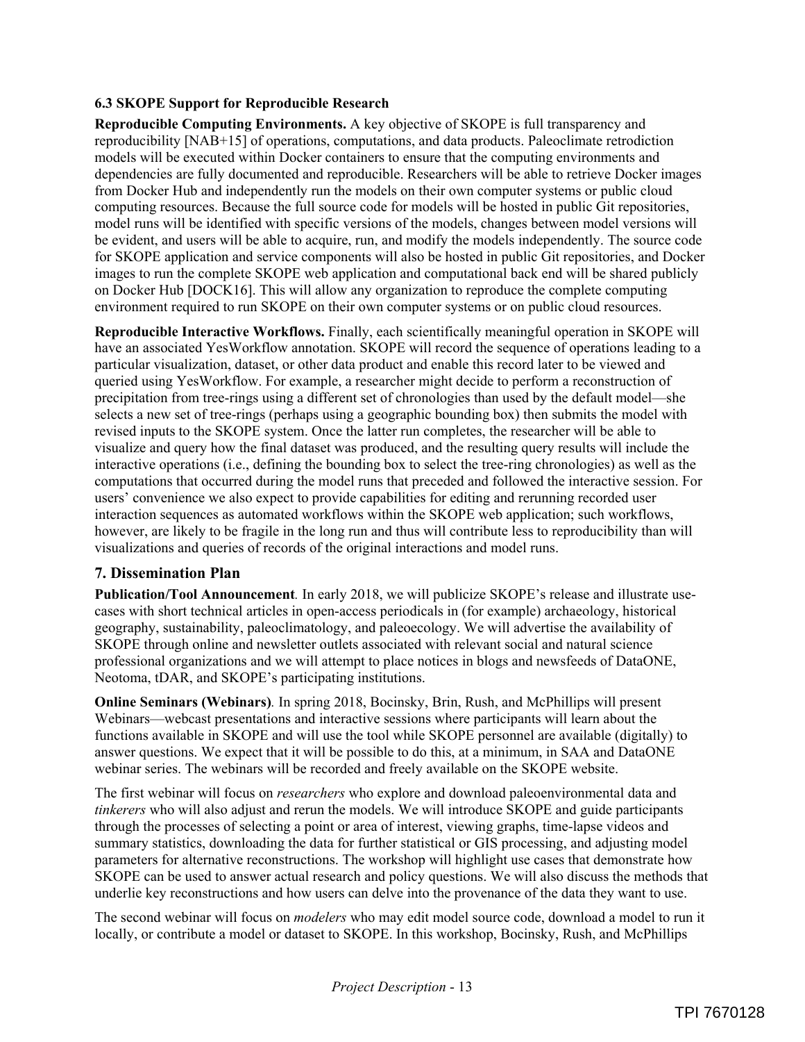### 6.3 SKOPE Support for Reproducible Research

**Reproducible Computing Environments.** A key objective of SKOPE is full transparency and reproducibility [NAB+15] of operations, computations, and data products. Paleoclimate retrodiction models will be executed within Docker containers to ensure that the computing environments and dependencies are fully documented and reproducible. Researchers will be able to retrieve Docker images from Docker Hub and independently run the models on their own computer systems or public cloud computing resources. Because the full source code for models will be hosted in public Git repositories, model runs will be identified with specific versions of the models, changes between model versions will be evident, and users will be able to acquire, run, and modify the models independently. The source code for SKOPE application and service components will also be hosted in public Git repositories, and Docker images to run the complete SKOPE web application and computational back end will be shared publicly on Docker Hub [DOCK16]. This will allow any organization to reproduce the complete computing environment required to run SKOPE on their own computer systems or on public cloud resources.

**Reproducible Interactive Workflows.** Finally, each scientifically meaningful operation in SKOPE will have an associated YesWorkflow annotation. SKOPE will record the sequence of operations leading to a particular visualization, dataset, or other data product and enable this record later to be viewed and queried using YesWorkflow. For example, a researcher might decide to perform a reconstruction of precipitation from tree-rings using a different set of chronologies than used by the default model—she selects a new set of tree-rings (perhaps using a geographic bounding box) then submits the model with revised inputs to the SKOPE system. Once the latter run completes, the researcher will be able to visualize and query how the final dataset was produced, and the resulting query results will include the interactive operations (i.e., defining the bounding box to select the tree-ring chronologies) as well as the computations that occurred during the model runs that preceded and followed the interactive session. For users' convenience we also expect to provide capabilities for editing and rerunning recorded user interaction sequences as automated workflows within the SKOPE web application; such workflows, however, are likely to be fragile in the long run and thus will contribute less to reproducibility than will visualizations and queries of records of the original interactions and model runs.

## 7. Dissemination Plan

**Publication/Tool Announcement***.* In early 2018, we will publicize SKOPE's release and illustrate use-cases with short technical articles in open-access periodicals in (for example) archaeology, historical geography, sustainability, paleoclimatology, and paleoecology. We will advertise the availability of SKOPE through online and newsletter outlets associated with relevant social and natural science professional organizations and we will attempt to place notices in blogs and newsfeeds of DataONE, Neotoma, tDAR, and SKOPE's participating institutions.

**Online Seminars (Webinars)***.* In spring 2018, Bocinsky, Brin, Rush, and McPhillips will present Webinars—webcast presentations and interactive sessions where participants will learn about the functions available in SKOPE and will use the tool while SKOPE personnel are available (digitally) to answer questions. We expect that it will be possible to do this, at a minimum, in SAA and DataONE webinar series. The webinars will be recorded and freely available on the SKOPE website.

The first webinar will focus on *researchers* who explore and download paleoenvironmental data and *tinkerers* who will also adjust and rerun the models. We will introduce SKOPE and guide participants through the processes of selecting a point or area of interest, viewing graphs, time-lapse videos and summary statistics, downloading the data for further statistical or GIS processing, and adjusting model parameters for alternative reconstructions. The workshop will highlight use cases that demonstrate how SKOPE can be used to answer actual research and policy questions. We will also discuss the methods that underlie key reconstructions and how users can delve into the provenance of the data they want to use.

The second webinar will focus on *modelers* who may edit model source code, download a model to run it locally, or contribute a model or dataset to SKOPE. In this workshop, Bocinsky, Rush, and McPhillips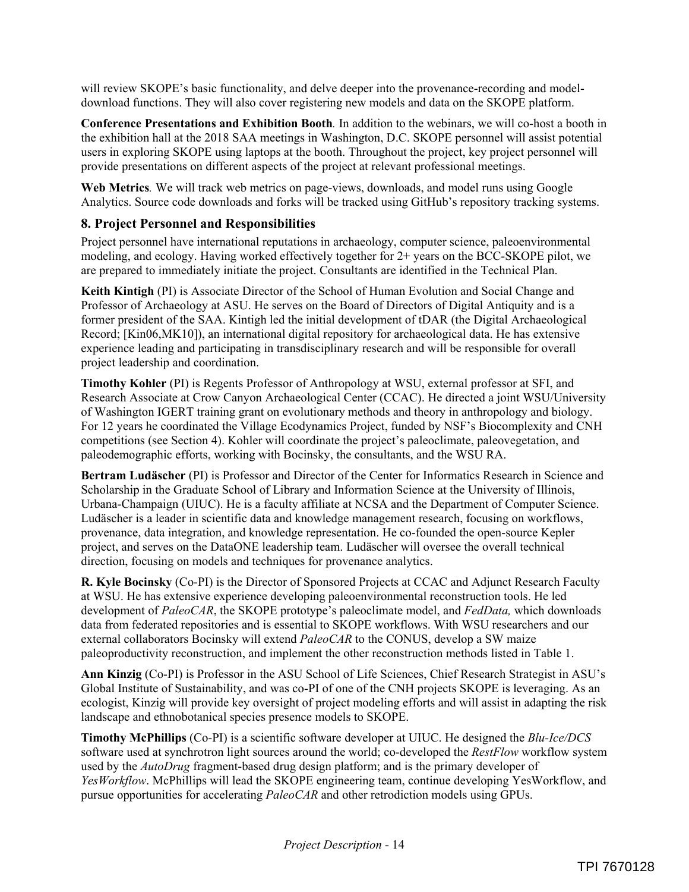will review SKOPE's basic functionality, and delve deeper into the provenance-recording and model-download functions. They will also cover registering new models and data on the SKOPE platform.

**Conference Presentations and Exhibition Booth***.* In addition to the webinars, we will co-host a booth in the exhibition hall at the 2018 SAA meetings in Washington, D.C. SKOPE personnel will assist potential users in exploring SKOPE using laptops at the booth. Throughout the project, key project personnel will provide presentations on different aspects of the project at relevant professional meetings.

**Web Metrics***.* We will track web metrics on page-views, downloads, and model runs using Google Analytics. Source code downloads and forks will be tracked using GitHub's repository tracking systems.

### 8. Project Personnel and Responsibilities

Project personnel have international reputations in archaeology, computer science, paleoenvironmental modeling, and ecology. Having worked effectively together for 2+ years on the BCC-SKOPE pilot, we are prepared to immediately initiate the project. Consultants are identified in the Technical Plan.

**Keith Kintigh** (PI) is Associate Director of the School of Human Evolution and Social Change and Professor of Archaeology at ASU. He serves on the Board of Directors of Digital Antiquity and is a former president of the SAA. Kintigh led the initial development of tDAR (the Digital Archaeological Record; [Kin06,MK10]), an international digital repository for archaeological data. He has extensive experience leading and participating in transdisciplinary research and will be responsible for overall project leadership and coordination.

**Timothy Kohler** (PI) is Regents Professor of Anthropology at WSU, external professor at SFI, and Research Associate at Crow Canyon Archaeological Center (CCAC). He directed a joint WSU/University of Washington IGERT training grant on evolutionary methods and theory in anthropology and biology. For 12 years he coordinated the Village Ecodynamics Project, funded by NSF's Biocomplexity and CNH competitions (see Section 4). Kohler will coordinate the project's paleoclimate, paleovegetation, and paleodemographic efforts, working with Bocinsky, the consultants, and the WSU RA.

**Bertram Ludäscher** (PI) is Professor and Director of the Center for Informatics Research in Science and Scholarship in the Graduate School of Library and Information Science at the University of Illinois, Urbana-Champaign (UIUC). He is a faculty affiliate at NCSA and the Department of Computer Science. Ludäscher is a leader in scientific data and knowledge management research, focusing on workflows, provenance, data integration, and knowledge representation. He co-founded the open-source Kepler project, and serves on the DataONE leadership team. Ludäscher will oversee the overall technical direction, focusing on models and techniques for provenance analytics.

**R. Kyle Bocinsky** (Co-PI) is the Director of Sponsored Projects at CCAC and Adjunct Research Faculty at WSU. He has extensive experience developing paleoenvironmental reconstruction tools. He led development of *PaleoCAR*, the SKOPE prototype's paleoclimate model, and *FedData,* which downloads data from federated repositories and is essential to SKOPE workflows. With WSU researchers and our external collaborators Bocinsky will extend *PaleoCAR* to the CONUS, develop a SW maize paleoproductivity reconstruction, and implement the other reconstruction methods listed in Table 1.

**Ann Kinzig** (Co-PI) is Professor in the ASU School of Life Sciences, Chief Research Strategist in ASU's Global Institute of Sustainability, and was co-PI of one of the CNH projects SKOPE is leveraging. As an ecologist, Kinzig will provide key oversight of project modeling efforts and will assist in adapting the risk landscape and ethnobotanical species presence models to SKOPE.

**Timothy McPhillips** (Co-PI) is a scientific software developer at UIUC. He designed the *Blu-Ice/DCS* software used at synchrotron light sources around the world; co-developed the *RestFlow* workflow system used by the *AutoDrug* fragment-based drug design platform; and is the primary developer of *YesWorkflow*. McPhillips will lead the SKOPE engineering team, continue developing YesWorkflow, and pursue opportunities for accelerating *PaleoCAR* and other retrodiction models using GPUs.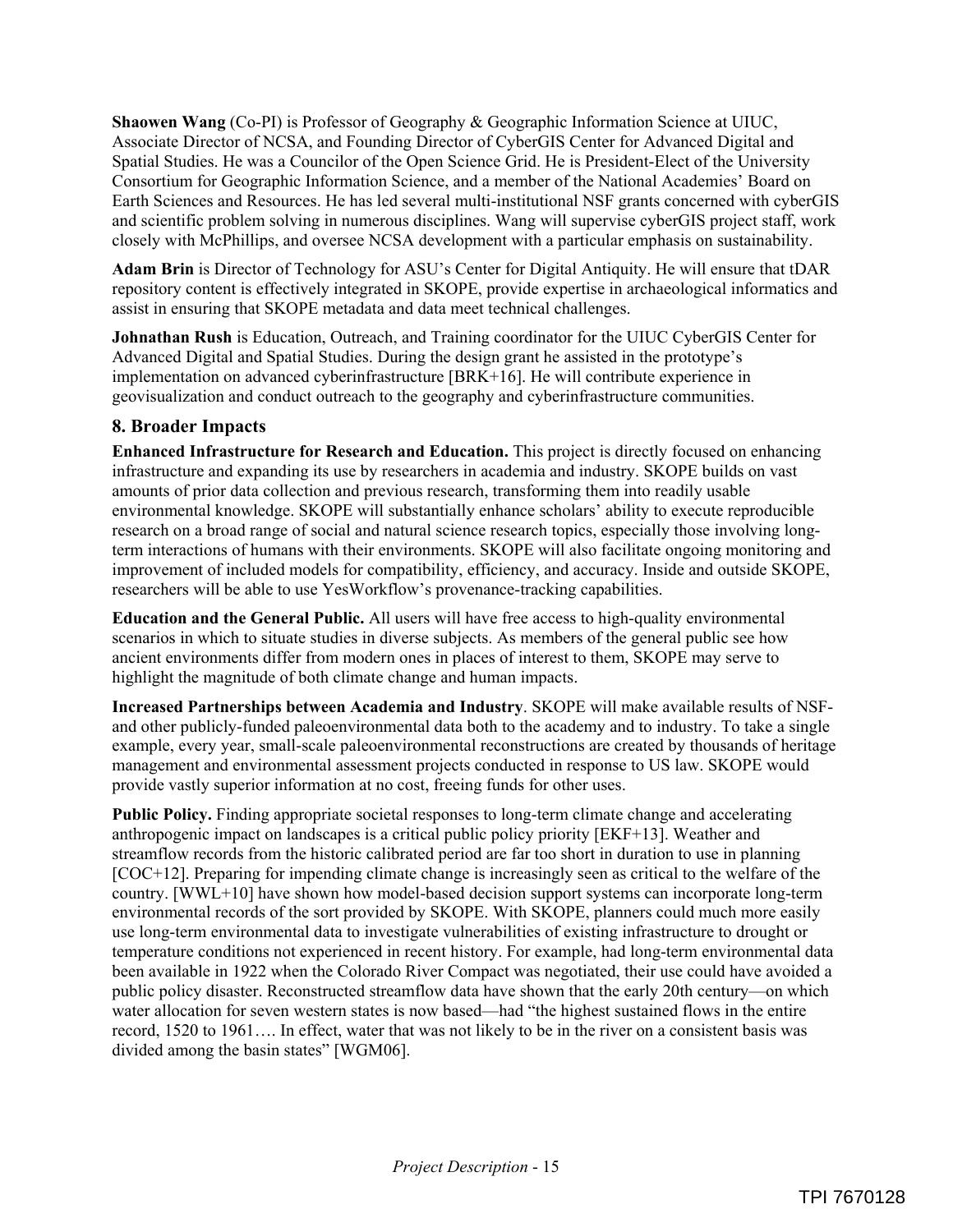**Shaowen Wang** (Co-PI) is Professor of Geography & Geographic Information Science at UIUC, Associate Director of NCSA, and Founding Director of CyberGIS Center for Advanced Digital and Spatial Studies. He was a Councilor of the Open Science Grid. He is President-Elect of the University Consortium for Geographic Information Science, and a member of the National Academies' Board on Earth Sciences and Resources. He has led several multi-institutional NSF grants concerned with cyberGIS and scientific problem solving in numerous disciplines. Wang will supervise cyberGIS project staff, work closely with McPhillips, and oversee NCSA development with a particular emphasis on sustainability.

**Adam Brin** is Director of Technology for ASU's Center for Digital Antiquity. He will ensure that tDAR repository content is effectively integrated in SKOPE, provide expertise in archaeological informatics and assist in ensuring that SKOPE metadata and data meet technical challenges.

**Johnathan Rush** is Education, Outreach, and Training coordinator for the UIUC CyberGIS Center for Advanced Digital and Spatial Studies. During the design grant he assisted in the prototype's implementation on advanced cyberinfrastructure [BRK+16]. He will contribute experience in geovisualization and conduct outreach to the geography and cyberinfrastructure communities.

### 8. Broader Impacts

**Enhanced Infrastructure for Research and Education.** This project is directly focused on enhancing infrastructure and expanding its use by researchers in academia and industry. SKOPE builds on vast amounts of prior data collection and previous research, transforming them into readily usable environmental knowledge. SKOPE will substantially enhance scholars' ability to execute reproducible research on a broad range of social and natural science research topics, especially those involving long-term interactions of humans with their environments. SKOPE will also facilitate ongoing monitoring and improvement of included models for compatibility, efficiency, and accuracy. Inside and outside SKOPE, researchers will be able to use YesWorkflow's provenance-tracking capabilities.

**Education and the General Public.** All users will have free access to high-quality environmental scenarios in which to situate studies in diverse subjects. As members of the general public see how ancient environments differ from modern ones in places of interest to them, SKOPE may serve to highlight the magnitude of both climate change and human impacts.

**Increased Partnerships between Academia and Industry**. SKOPE will make available results of NSF- and other publicly-funded paleoenvironmental data both to the academy and to industry. To take a single example, every year, small-scale paleoenvironmental reconstructions are created by thousands of heritage management and environmental assessment projects conducted in response to US law. SKOPE would provide vastly superior information at no cost, freeing funds for other uses.

**Public Policy.** Finding appropriate societal responses to long-term climate change and accelerating anthropogenic impact on landscapes is a critical public policy priority [EKF+13]. Weather and streamflow records from the historic calibrated period are far too short in duration to use in planning [COC+12]. Preparing for impending climate change is increasingly seen as critical to the welfare of the country. [WWL+10] have shown how model-based decision support systems can incorporate long-term environmental records of the sort provided by SKOPE. With SKOPE, planners could much more easily use long-term environmental data to investigate vulnerabilities of existing infrastructure to drought or temperature conditions not experienced in recent history. For example, had long-term environmental data been available in 1922 when the Colorado River Compact was negotiated, their use could have avoided a public policy disaster. Reconstructed streamflow data have shown that the early 20th century—on which water allocation for seven western states is now based—had "the highest sustained flows in the entire record, 1520 to 1961…. In effect, water that was not likely to be in the river on a consistent basis was divided among the basin states" [WGM06].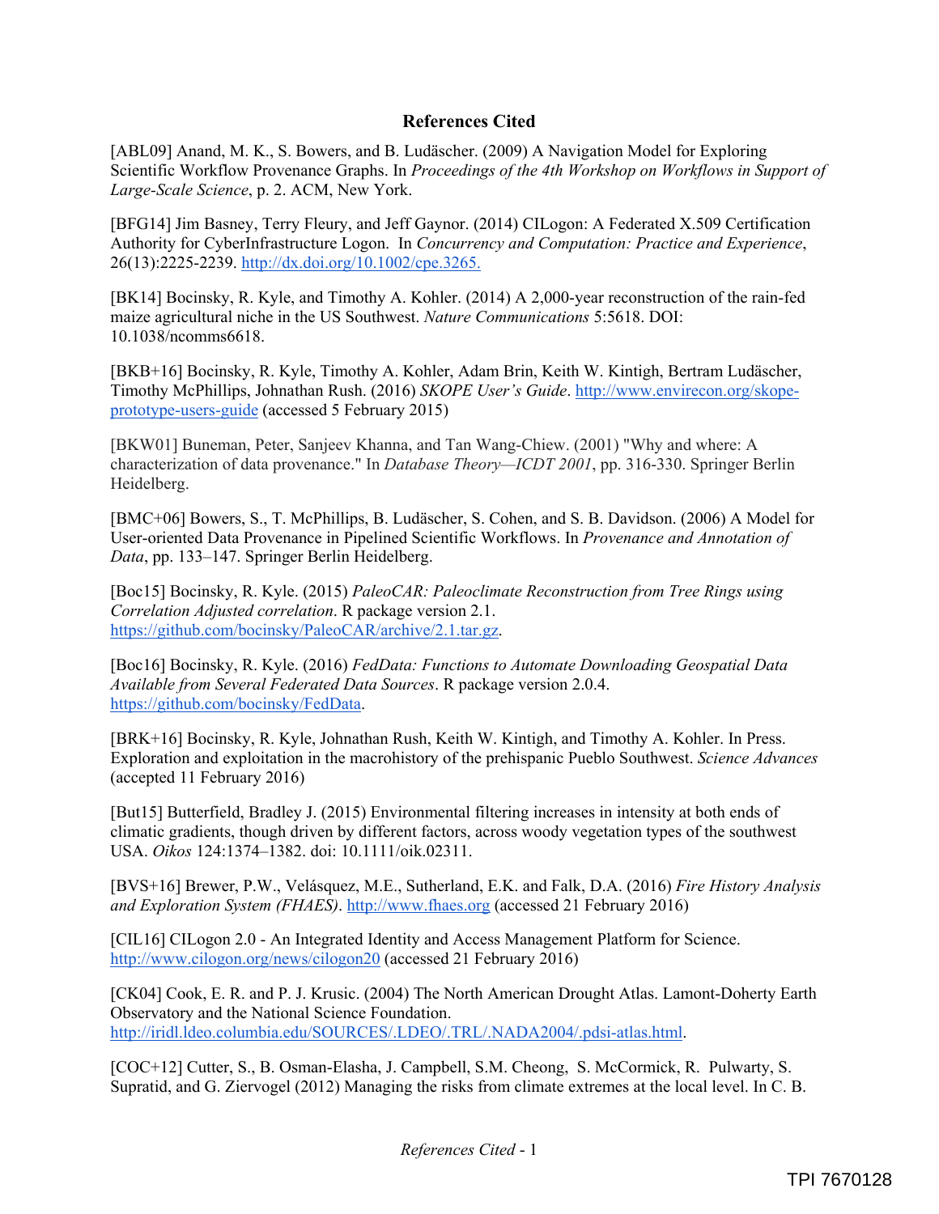## References Cited

[ABL09] Anand, M. K., S. Bowers, and B. Ludäscher. (2009) A Navigation Model for Exploring Scientific Workflow Provenance Graphs. In *Proceedings of the 4th Workshop on Workflows in Support of Large-Scale Science*, p. 2. ACM, New York.

[BFG14] Jim Basney, Terry Fleury, and Jeff Gaynor. (2014) CILogon: A Federated X.509 Certification Authority for CyberInfrastructure Logon. In *Concurrency and Computation: Practice and Experience*, 26(13):2225-2239. http://dx.doi.org/10.1002/cpe.3265.

[BK14] Bocinsky, R. Kyle, and Timothy A. Kohler. (2014) A 2,000-year reconstruction of the rain-fed maize agricultural niche in the US Southwest. *Nature Communications* 5:5618. DOI: 10.1038/ncomms6618.

[BKB+16] Bocinsky, R. Kyle, Timothy A. Kohler, Adam Brin, Keith W. Kintigh, Bertram Ludäscher, Timothy McPhillips, Johnathan Rush. (2016) *SKOPE User's Guide*. http://www.envirecon.org/skope-prototype-users-guide (accessed 5 February 2015)

[BKW01] Buneman, Peter, Sanjeev Khanna, and Tan Wang-Chiew. (2001) "Why and where: A characterization of data provenance." In *Database Theory—ICDT 2001*, pp. 316-330. Springer Berlin Heidelberg.

[BMC+06] Bowers, S., T. McPhillips, B. Ludäscher, S. Cohen, and S. B. Davidson. (2006) A Model for User-oriented Data Provenance in Pipelined Scientific Workflows. In *Provenance and Annotation of Data*, pp. 133–147. Springer Berlin Heidelberg.

[Boc15] Bocinsky, R. Kyle. (2015) *PaleoCAR: Paleoclimate Reconstruction from Tree Rings using Correlation Adjusted correlation*. R package version 2.1. https://github.com/bocinsky/PaleoCAR/archive/2.1.tar.gz.

[Boc16] Bocinsky, R. Kyle. (2016) *FedData: Functions to Automate Downloading Geospatial Data Available from Several Federated Data Sources*. R package version 2.0.4. https://github.com/bocinsky/FedData.

[BRK+16] Bocinsky, R. Kyle, Johnathan Rush, Keith W. Kintigh, and Timothy A. Kohler. In Press. Exploration and exploitation in the macrohistory of the prehispanic Pueblo Southwest. *Science Advances* (accepted 11 February 2016)

[But15] Butterfield, Bradley J. (2015) Environmental filtering increases in intensity at both ends of climatic gradients, though driven by different factors, across woody vegetation types of the southwest USA. *Oikos* 124:1374–1382. doi: 10.1111/oik.02311.

[BVS+16] Brewer, P.W., Velásquez, M.E., Sutherland, E.K. and Falk, D.A. (2016) *Fire History Analysis and Exploration System (FHAES)*. http://www.fhaes.org (accessed 21 February 2016)

[CIL16] CILogon 2.0 - An Integrated Identity and Access Management Platform for Science. http://www.cilogon.org/news/cilogon20 (accessed 21 February 2016)

[CK04] Cook, E. R. and P. J. Krusic. (2004) The North American Drought Atlas. Lamont-Doherty Earth Observatory and the National Science Foundation. http://iridl.ldeo.columbia.edu/SOURCES/.LDEO/.TRL/.NADA2004/.pdsi-atlas.html.

[COC+12] Cutter, S., B. Osman-Elasha, J. Campbell, S.M. Cheong, S. McCormick, R. Pulwarty, S. Supratid, and G. Ziervogel (2012) Managing the risks from climate extremes at the local level. In C. B.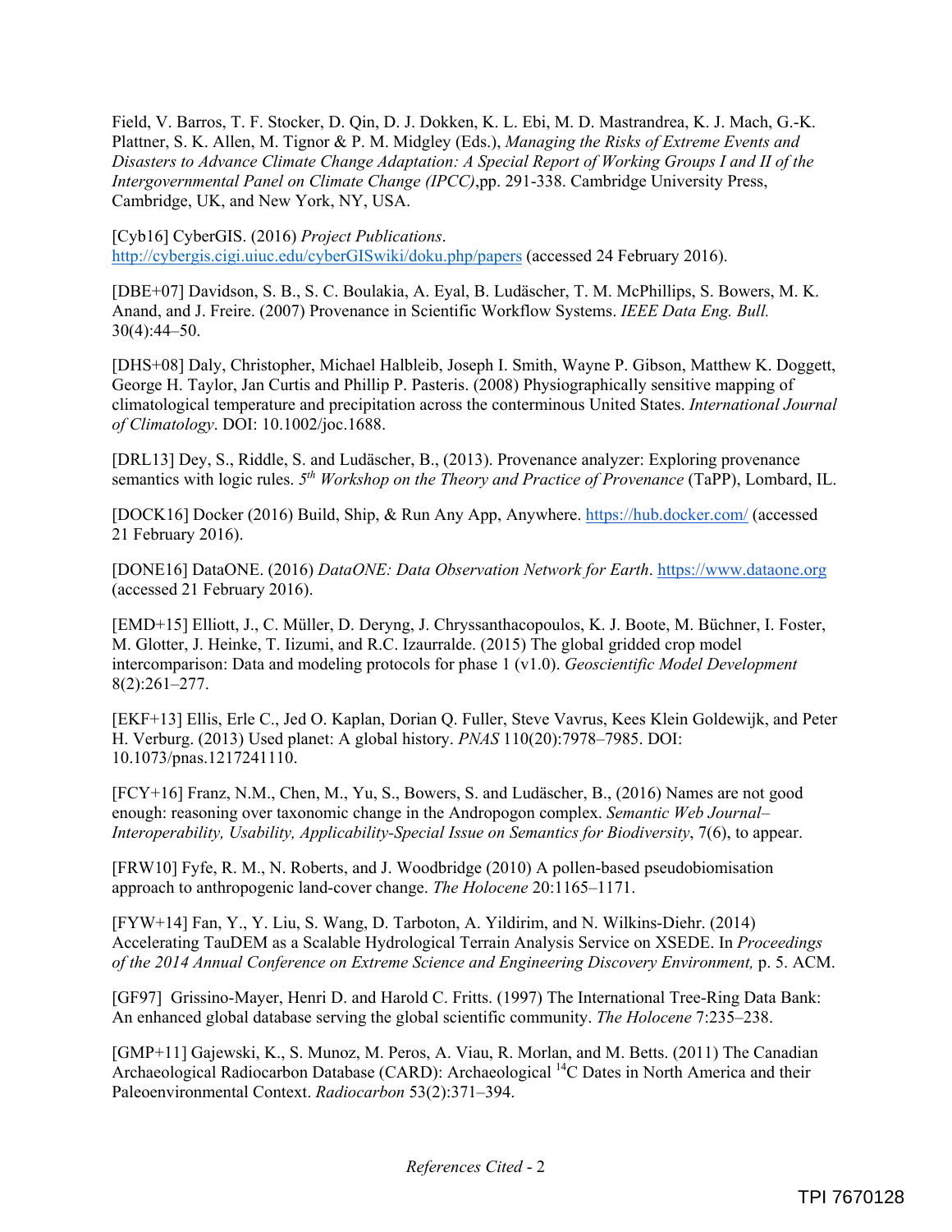Field, V. Barros, T. F. Stocker, D. Qin, D. J. Dokken, K. L. Ebi, M. D. Mastrandrea, K. J. Mach, G.-K. Plattner, S. K. Allen, M. Tignor & P. M. Midgley (Eds.), *Managing the Risks of Extreme Events and Disasters to Advance Climate Change Adaptation: A Special Report of Working Groups I and II of the Intergovernmental Panel on Climate Change (IPCC)*,pp. 291-338. Cambridge University Press, Cambridge, UK, and New York, NY, USA.

[Cyb16] CyberGIS. (2016) *Project Publications*. http://cybergis.cigi.uiuc.edu/cyberGISwiki/doku.php/papers (accessed 24 February 2016).

[DBE+07] Davidson, S. B., S. C. Boulakia, A. Eyal, B. Ludäscher, T. M. McPhillips, S. Bowers, M. K. Anand, and J. Freire. (2007) Provenance in Scientific Workflow Systems. *IEEE Data Eng. Bull.* 30(4):44–50.

[DHS+08] Daly, Christopher, Michael Halbleib, Joseph I. Smith, Wayne P. Gibson, Matthew K. Doggett, George H. Taylor, Jan Curtis and Phillip P. Pasteris. (2008) Physiographically sensitive mapping of climatological temperature and precipitation across the conterminous United States. *International Journal of Climatology*. DOI: 10.1002/joc.1688.

[DRL13] Dey, S., Riddle, S. and Ludäscher, B., (2013). Provenance analyzer: Exploring provenance semantics with logic rules. *5th Workshop on the Theory and Practice of Provenance* (TaPP), Lombard, IL.

[DOCK16] Docker (2016) Build, Ship, & Run Any App, Anywhere. https://hub.docker.com/ (accessed 21 February 2016).

[DONE16] DataONE. (2016) *DataONE: Data Observation Network for Earth*. https://www.dataone.org (accessed 21 February 2016).

[EMD+15] Elliott, J., C. Müller, D. Deryng, J. Chryssanthacopoulos, K. J. Boote, M. Büchner, I. Foster, M. Glotter, J. Heinke, T. Iizumi, and R.C. Izaurralde. (2015) The global gridded crop model intercomparison: Data and modeling protocols for phase 1 (v1.0). *Geoscientific Model Development* 8(2):261–277.

[EKF+13] Ellis, Erle C., Jed O. Kaplan, Dorian Q. Fuller, Steve Vavrus, Kees Klein Goldewijk, and Peter H. Verburg. (2013) Used planet: A global history. *PNAS* 110(20):7978–7985. DOI: 10.1073/pnas.1217241110.

[FCY+16] Franz, N.M., Chen, M., Yu, S., Bowers, S. and Ludäscher, B., (2016) Names are not good enough: reasoning over taxonomic change in the Andropogon complex. *Semantic Web Journal–Interoperability, Usability, Applicability-Special Issue on Semantics for Biodiversity*, 7(6), to appear.

[FRW10] Fyfe, R. M., N. Roberts, and J. Woodbridge (2010) A pollen-based pseudobiomisation approach to anthropogenic land-cover change. *The Holocene* 20:1165–1171.

[FYW+14] Fan, Y., Y. Liu, S. Wang, D. Tarboton, A. Yildirim, and N. Wilkins-Diehr. (2014) Accelerating TauDEM as a Scalable Hydrological Terrain Analysis Service on XSEDE. In *Proceedings of the 2014 Annual Conference on Extreme Science and Engineering Discovery Environment,* p. 5. ACM.

[GF97] Grissino-Mayer, Henri D. and Harold C. Fritts. (1997) The International Tree-Ring Data Bank: An enhanced global database serving the global scientific community. *The Holocene* 7:235–238.

[GMP+11] Gajewski, K., S. Munoz, M. Peros, A. Viau, R. Morlan, and M. Betts. (2011) The Canadian Archaeological Radiocarbon Database (CARD): Archaeological $^{14}$C Dates in North America and their Paleoenvironmental Context. *Radiocarbon* 53(2):371–394.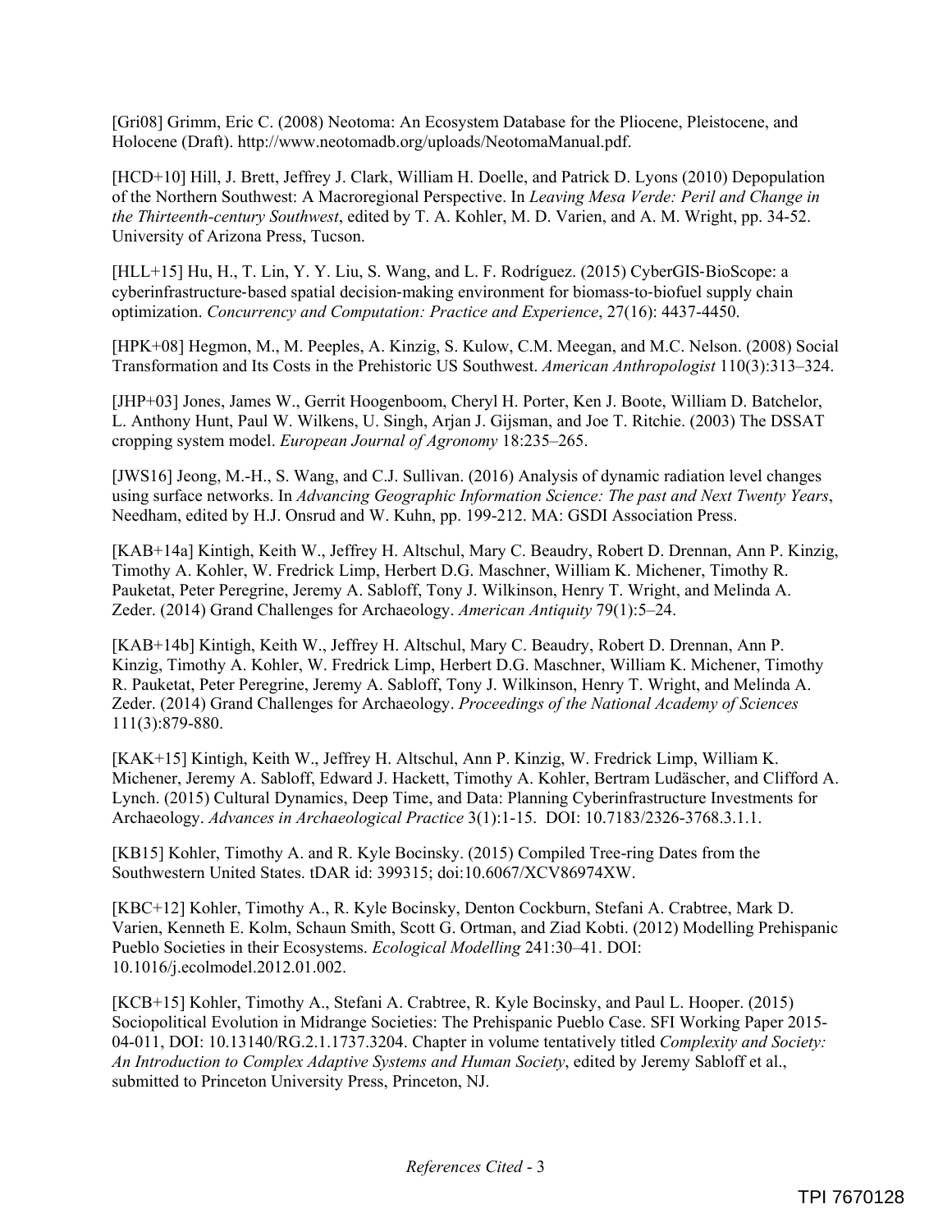[Gri08] Grimm, Eric C. (2008) Neotoma: An Ecosystem Database for the Pliocene, Pleistocene, and Holocene (Draft). http://www.neotomadb.org/uploads/NeotomaManual.pdf.

[HCD+10] Hill, J. Brett, Jeffrey J. Clark, William H. Doelle, and Patrick D. Lyons (2010) Depopulation of the Northern Southwest: A Macroregional Perspective. In *Leaving Mesa Verde: Peril and Change in the Thirteenth-century Southwest*, edited by T. A. Kohler, M. D. Varien, and A. M. Wright, pp. 34-52. University of Arizona Press, Tucson.

[HLL+15] Hu, H., T. Lin, Y. Y. Liu, S. Wang, and L. F. Rodríguez. (2015) CyberGIS‐BioScope: a cyberinfrastructure‐based spatial decision‐making environment for biomass‐to‐biofuel supply chain optimization. *Concurrency and Computation: Practice and Experience*, 27(16): 4437-4450.

[HPK+08] Hegmon, M., M. Peeples, A. Kinzig, S. Kulow, C.M. Meegan, and M.C. Nelson. (2008) Social Transformation and Its Costs in the Prehistoric US Southwest. *American Anthropologist* 110(3):313–324.

[JHP+03] Jones, James W., Gerrit Hoogenboom, Cheryl H. Porter, Ken J. Boote, William D. Batchelor, L. Anthony Hunt, Paul W. Wilkens, U. Singh, Arjan J. Gijsman, and Joe T. Ritchie. (2003) The DSSAT cropping system model. *European Journal of Agronomy* 18:235–265.

[JWS16] Jeong, M.-H., S. Wang, and C.J. Sullivan. (2016) Analysis of dynamic radiation level changes using surface networks. In *Advancing Geographic Information Science: The past and Next Twenty Years*, Needham, edited by H.J. Onsrud and W. Kuhn, pp. 199-212. MA: GSDI Association Press.

[KAB+14a] Kintigh, Keith W., Jeffrey H. Altschul, Mary C. Beaudry, Robert D. Drennan, Ann P. Kinzig, Timothy A. Kohler, W. Fredrick Limp, Herbert D.G. Maschner, William K. Michener, Timothy R. Pauketat, Peter Peregrine, Jeremy A. Sabloff, Tony J. Wilkinson, Henry T. Wright, and Melinda A. Zeder. (2014) Grand Challenges for Archaeology. *American Antiquity* 79(1):5–24.

[KAB+14b] Kintigh, Keith W., Jeffrey H. Altschul, Mary C. Beaudry, Robert D. Drennan, Ann P. Kinzig, Timothy A. Kohler, W. Fredrick Limp, Herbert D.G. Maschner, William K. Michener, Timothy R. Pauketat, Peter Peregrine, Jeremy A. Sabloff, Tony J. Wilkinson, Henry T. Wright, and Melinda A. Zeder. (2014) Grand Challenges for Archaeology. *Proceedings of the National Academy of Sciences* 111(3):879-880.

[KAK+15] Kintigh, Keith W., Jeffrey H. Altschul, Ann P. Kinzig, W. Fredrick Limp, William K. Michener, Jeremy A. Sabloff, Edward J. Hackett, Timothy A. Kohler, Bertram Ludäscher, and Clifford A. Lynch. (2015) Cultural Dynamics, Deep Time, and Data: Planning Cyberinfrastructure Investments for Archaeology. *Advances in Archaeological Practice* 3(1):1-15. DOI: 10.7183/2326-3768.3.1.1.

[KB15] Kohler, Timothy A. and R. Kyle Bocinsky. (2015) Compiled Tree-ring Dates from the Southwestern United States. tDAR id: 399315; doi:10.6067/XCV86974XW.

[KBC+12] Kohler, Timothy A., R. Kyle Bocinsky, Denton Cockburn, Stefani A. Crabtree, Mark D. Varien, Kenneth E. Kolm, Schaun Smith, Scott G. Ortman, and Ziad Kobti. (2012) Modelling Prehispanic Pueblo Societies in their Ecosystems. *Ecological Modelling* 241:30–41. DOI: 10.1016/j.ecolmodel.2012.01.002.

[KCB+15] Kohler, Timothy A., Stefani A. Crabtree, R. Kyle Bocinsky, and Paul L. Hooper. (2015) Sociopolitical Evolution in Midrange Societies: The Prehispanic Pueblo Case. SFI Working Paper 2015-04-011, DOI: 10.13140/RG.2.1.1737.3204. Chapter in volume tentatively titled *Complexity and Society: An Introduction to Complex Adaptive Systems and Human Society*, edited by Jeremy Sabloff et al., submitted to Princeton University Press, Princeton, NJ.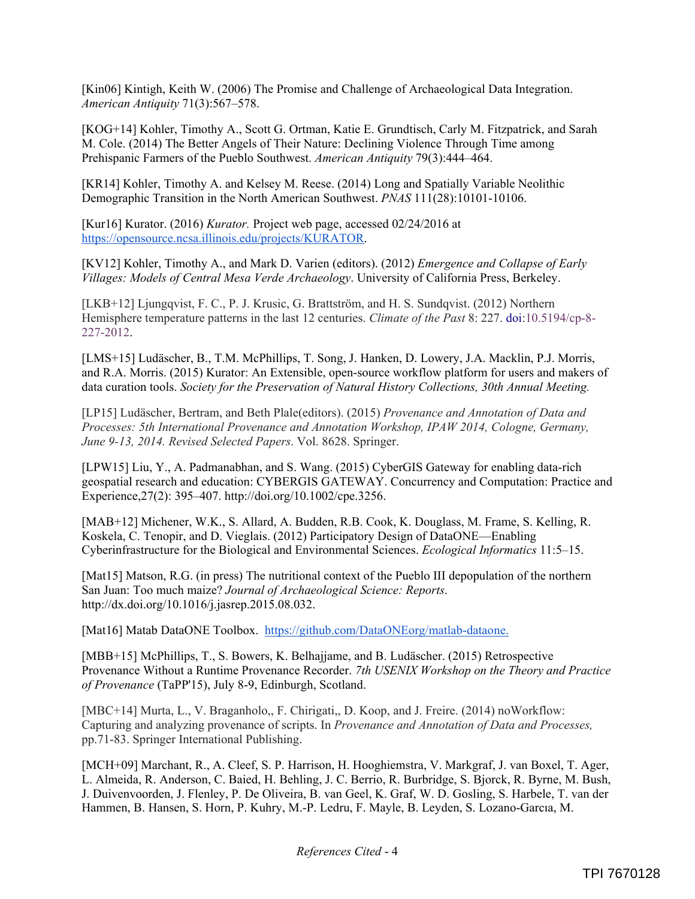[Kin06] Kintigh, Keith W. (2006) The Promise and Challenge of Archaeological Data Integration. *American Antiquity* 71(3):567–578.

[KOG+14] Kohler, Timothy A., Scott G. Ortman, Katie E. Grundtisch, Carly M. Fitzpatrick, and Sarah M. Cole. (2014) The Better Angels of Their Nature: Declining Violence Through Time among Prehispanic Farmers of the Pueblo Southwest. *American Antiquity* 79(3):444–464.

[KR14] Kohler, Timothy A. and Kelsey M. Reese. (2014) Long and Spatially Variable Neolithic Demographic Transition in the North American Southwest. *PNAS* 111(28):10101-10106.

[Kur16] Kurator. (2016) *Kurator.* Project web page, accessed 02/24/2016 at https://opensource.ncsa.illinois.edu/projects/KURATOR.

[KV12] Kohler, Timothy A., and Mark D. Varien (editors). (2012) *Emergence and Collapse of Early Villages: Models of Central Mesa Verde Archaeology*. University of California Press, Berkeley.

[LKB+12] Ljungqvist, F. C., P. J. Krusic, G. Brattström, and H. S. Sundqvist. (2012) Northern Hemisphere temperature patterns in the last 12 centuries. *Climate of the Past* 8: 227. doi:10.5194/cp-8-227-2012.

[LMS+15] Ludäscher, B., T.M. McPhillips, T. Song, J. Hanken, D. Lowery, J.A. Macklin, P.J. Morris, and R.A. Morris. (2015) Kurator: An Extensible, open-source workflow platform for users and makers of data curation tools. *Society for the Preservation of Natural History Collections, 30th Annual Meeting.*

[LP15] Ludäscher, Bertram, and Beth Plale(editors). (2015) *Provenance and Annotation of Data and Processes: 5th International Provenance and Annotation Workshop, IPAW 2014, Cologne, Germany, June 9-13, 2014. Revised Selected Papers*. Vol. 8628. Springer.

[LPW15] Liu, Y., A. Padmanabhan, and S. Wang. (2015) CyberGIS Gateway for enabling data-rich geospatial research and education: CYBERGIS GATEWAY. Concurrency and Computation: Practice and Experience,27(2): 395–407. http://doi.org/10.1002/cpe.3256.

[MAB+12] Michener, W.K., S. Allard, A. Budden, R.B. Cook, K. Douglass, M. Frame, S. Kelling, R. Koskela, C. Tenopir, and D. Vieglais. (2012) Participatory Design of DataONE—Enabling Cyberinfrastructure for the Biological and Environmental Sciences. *Ecological Informatics* 11:5–15.

[Mat15] Matson, R.G. (in press) The nutritional context of the Pueblo III depopulation of the northern San Juan: Too much maize? *Journal of Archaeological Science: Reports*. http://dx.doi.org/10.1016/j.jasrep.2015.08.032.

[Mat16] Matab DataONE Toolbox. https://github.com/DataONEorg/matlab-dataone.

[MBB+15] McPhillips, T., S. Bowers, K. Belhajjame, and B. Ludäscher. (2015) Retrospective Provenance Without a Runtime Provenance Recorder. *7th USENIX Workshop on the Theory and Practice of Provenance* (TaPP'15), July 8-9, Edinburgh, Scotland.

[MBC+14] Murta, L., V. Braganholo,, F. Chirigati,, D. Koop, and J. Freire. (2014) noWorkflow: Capturing and analyzing provenance of scripts. In *Provenance and Annotation of Data and Processes,* pp.71-83. Springer International Publishing.

[MCH+09] Marchant, R., A. Cleef, S. P. Harrison, H. Hooghiemstra, V. Markgraf, J. van Boxel, T. Ager, L. Almeida, R. Anderson, C. Baied, H. Behling, J. C. Berrio, R. Burbridge, S. Bjorck, R. Byrne, M. Bush, J. Duivenvoorden, J. Flenley, P. De Oliveira, B. van Geel, K. Graf, W. D. Gosling, S. Harbele, T. van der Hammen, B. Hansen, S. Horn, P. Kuhry, M.-P. Ledru, F. Mayle, B. Leyden, S. Lozano-Garcıa, M.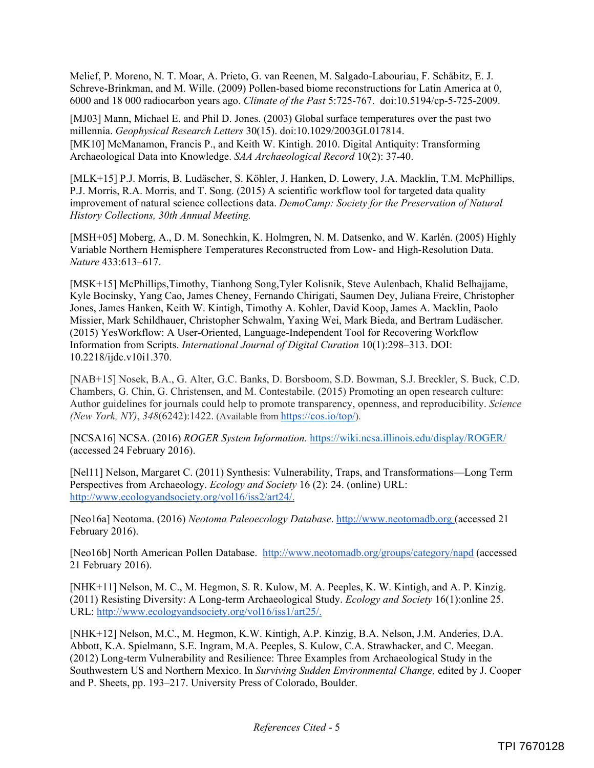Melief, P. Moreno, N. T. Moar, A. Prieto, G. van Reenen, M. Salgado-Labouriau, F. Schäbitz, E. J. Schreve-Brinkman, and M. Wille. (2009) Pollen-based biome reconstructions for Latin America at 0, 6000 and 18 000 radiocarbon years ago. *Climate of the Past* 5:725-767. doi:10.5194/cp-5-725-2009.

[MJ03] Mann, Michael E. and Phil D. Jones. (2003) Global surface temperatures over the past two millennia. *Geophysical Research Letters* 30(15). doi:10.1029/2003GL017814.
[MK10] McManamon, Francis P., and Keith W. Kintigh. 2010. Digital Antiquity: Transforming Archaeological Data into Knowledge. *SAA Archaeological Record* 10(2): 37-40.

[MLK+15] P.J. Morris, B. Ludäscher, S. Köhler, J. Hanken, D. Lowery, J.A. Macklin, T.M. McPhillips, P.J. Morris, R.A. Morris, and T. Song. (2015) A scientific workflow tool for targeted data quality improvement of natural science collections data. *DemoCamp: Society for the Preservation of Natural History Collections, 30th Annual Meeting.*

[MSH+05] Moberg, A., D. M. Sonechkin, K. Holmgren, N. M. Datsenko, and W. Karlén. (2005) Highly Variable Northern Hemisphere Temperatures Reconstructed from Low- and High-Resolution Data. *Nature* 433:613–617.

[MSK+15] McPhillips,Timothy, Tianhong Song,Tyler Kolisnik, Steve Aulenbach, Khalid Belhajjame, Kyle Bocinsky, Yang Cao, James Cheney, Fernando Chirigati, Saumen Dey, Juliana Freire, Christopher Jones, James Hanken, Keith W. Kintigh, Timothy A. Kohler, David Koop, James A. Macklin, Paolo Missier, Mark Schildhauer, Christopher Schwalm, Yaxing Wei, Mark Bieda, and Bertram Ludäscher. (2015) YesWorkflow: A User-Oriented, Language-Independent Tool for Recovering Workflow Information from Scripts. *International Journal of Digital Curation* 10(1):298–313. DOI: 10.2218/ijdc.v10i1.370.

[NAB+15] Nosek, B.A., G. Alter, G.C. Banks, D. Borsboom, S.D. Bowman, S.J. Breckler, S. Buck, C.D. Chambers, G. Chin, G. Christensen, and M. Contestabile. (2015) Promoting an open research culture: Author guidelines for journals could help to promote transparency, openness, and reproducibility. *Science (New York, NY)*, *348*(6242):1422. (Available from https://cos.io/top/).

[NCSA16] NCSA. (2016) *ROGER System Information.* https://wiki.ncsa.illinois.edu/display/ROGER/ (accessed 24 February 2016).

[Nel11] Nelson, Margaret C. (2011) Synthesis: Vulnerability, Traps, and Transformations—Long Term Perspectives from Archaeology. *Ecology and Society* 16 (2): 24. (online) URL: http://www.ecologyandsociety.org/vol16/iss2/art24/.

[Neo16a] Neotoma. (2016) *Neotoma Paleoecology Database*. http://www.neotomadb.org (accessed 21 February 2016).

[Neo16b] North American Pollen Database. http://www.neotomadb.org/groups/category/napd (accessed 21 February 2016).

[NHK+11] Nelson, M. C., M. Hegmon, S. R. Kulow, M. A. Peeples, K. W. Kintigh, and A. P. Kinzig. (2011) Resisting Diversity: A Long-term Archaeological Study. *Ecology and Society* 16(1):online 25. URL: http://www.ecologyandsociety.org/vol16/iss1/art25/.

[NHK+12] Nelson, M.C., M. Hegmon, K.W. Kintigh, A.P. Kinzig, B.A. Nelson, J.M. Anderies, D.A. Abbott, K.A. Spielmann, S.E. Ingram, M.A. Peeples, S. Kulow, C.A. Strawhacker, and C. Meegan. (2012) Long-term Vulnerability and Resilience: Three Examples from Archaeological Study in the Southwestern US and Northern Mexico. In *Surviving Sudden Environmental Change,* edited by J. Cooper and P. Sheets, pp. 193–217. University Press of Colorado, Boulder.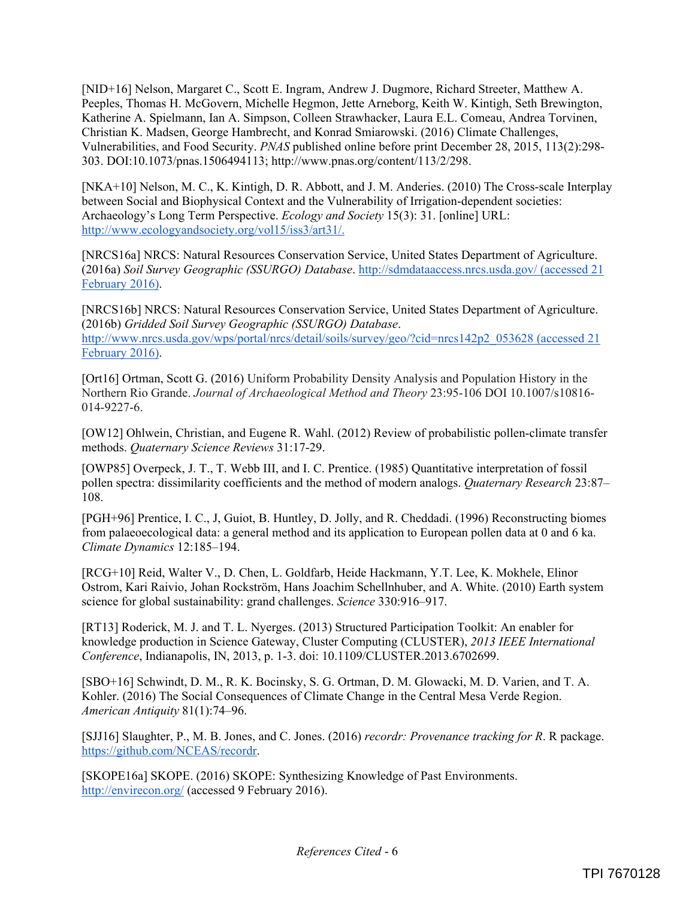[NID+16] Nelson, Margaret C., Scott E. Ingram, Andrew J. Dugmore, Richard Streeter, Matthew A. Peeples, Thomas H. McGovern, Michelle Hegmon, Jette Arneborg, Keith W. Kintigh, Seth Brewington, Katherine A. Spielmann, Ian A. Simpson, Colleen Strawhacker, Laura E.L. Comeau, Andrea Torvinen, Christian K. Madsen, George Hambrecht, and Konrad Smiarowski. (2016) Climate Challenges, Vulnerabilities, and Food Security. *PNAS* published online before print December 28, 2015, 113(2):298-303. DOI:10.1073/pnas.1506494113; http://www.pnas.org/content/113/2/298.

[NKA+10] Nelson, M. C., K. Kintigh, D. R. Abbott, and J. M. Anderies. (2010) The Cross-scale Interplay between Social and Biophysical Context and the Vulnerability of Irrigation-dependent societies: Archaeology's Long Term Perspective. *Ecology and Society* 15(3): 31. [online] URL: http://www.ecologyandsociety.org/vol15/iss3/art31/.

[NRCS16a] NRCS: Natural Resources Conservation Service, United States Department of Agriculture. (2016a) *Soil Survey Geographic (SSURGO) Database*. http://sdmdataaccess.nrcs.usda.gov/ (accessed 21 February 2016).

[NRCS16b] NRCS: Natural Resources Conservation Service, United States Department of Agriculture. (2016b) *Gridded Soil Survey Geographic (SSURGO) Database*. http://www.nrcs.usda.gov/wps/portal/nrcs/detail/soils/survey/geo/?cid=nrcs142p2_053628 (accessed 21 February 2016).

[Ort16] Ortman, Scott G. (2016) Uniform Probability Density Analysis and Population History in the Northern Rio Grande. *Journal of Archaeological Method and Theory* 23:95-106 DOI 10.1007/s10816-014-9227-6.

[OW12] Ohlwein, Christian, and Eugene R. Wahl. (2012) Review of probabilistic pollen-climate transfer methods. *Quaternary Science Reviews* 31:17-29.

[OWP85] Overpeck, J. T., T. Webb III, and I. C. Prentice. (1985) Quantitative interpretation of fossil pollen spectra: dissimilarity coefficients and the method of modern analogs. *Quaternary Research* 23:87–108.

[PGH+96] Prentice, I. C., J, Guiot, B. Huntley, D. Jolly, and R. Cheddadi. (1996) Reconstructing biomes from palaeoecological data: a general method and its application to European pollen data at 0 and 6 ka. *Climate Dynamics* 12:185–194.

[RCG+10] Reid, Walter V., D. Chen, L. Goldfarb, Heide Hackmann, Y.T. Lee, K. Mokhele, Elinor Ostrom, Kari Raivio, Johan Rockström, Hans Joachim Schellnhuber, and A. White. (2010) Earth system science for global sustainability: grand challenges. *Science* 330:916–917.

[RT13] Roderick, M. J. and T. L. Nyerges. (2013) Structured Participation Toolkit: An enabler for knowledge production in Science Gateway, Cluster Computing (CLUSTER), *2013 IEEE International Conference*, Indianapolis, IN, 2013, p. 1-3. doi: 10.1109/CLUSTER.2013.6702699.

[SBO+16] Schwindt, D. M., R. K. Bocinsky, S. G. Ortman, D. M. Glowacki, M. D. Varien, and T. A. Kohler. (2016) The Social Consequences of Climate Change in the Central Mesa Verde Region. *American Antiquity* 81(1):74–96.

[SJJ16] Slaughter, P., M. B. Jones, and C. Jones. (2016) *recordr: Provenance tracking for R*. R package. https://github.com/NCEAS/recordr.

[SKOPE16a] SKOPE. (2016) SKOPE: Synthesizing Knowledge of Past Environments. http://envirecon.org/ (accessed 9 February 2016).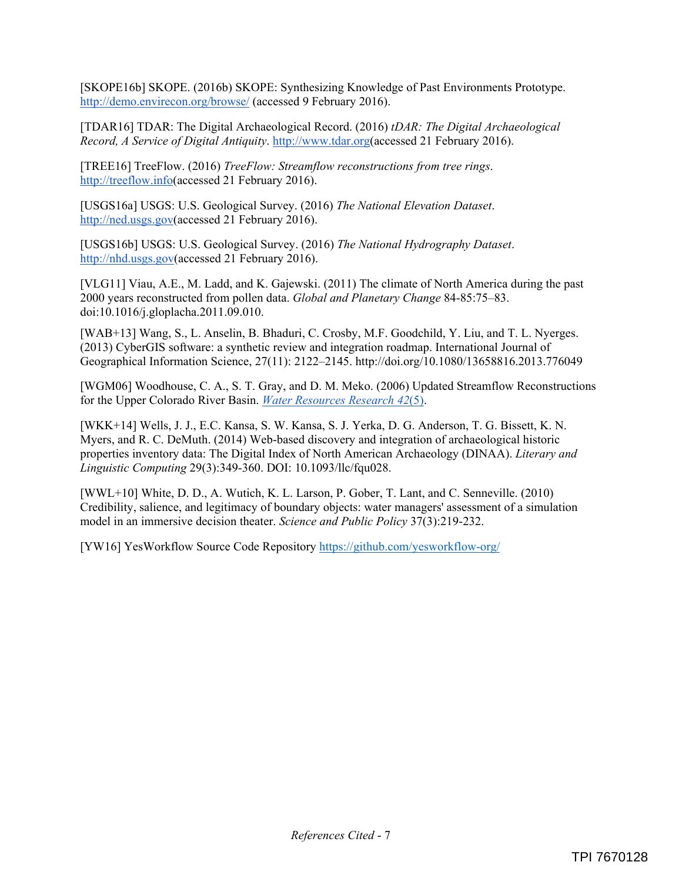[SKOPE16b] SKOPE. (2016b) SKOPE: Synthesizing Knowledge of Past Environments Prototype. http://demo.envirecon.org/browse/ (accessed 9 February 2016).

[TDAR16] TDAR: The Digital Archaeological Record. (2016) *tDAR: The Digital Archaeological Record, A Service of Digital Antiquity*. http://www.tdar.org(accessed 21 February 2016).

[TREE16] TreeFlow. (2016) *TreeFlow: Streamflow reconstructions from tree rings*. http://treeflow.info(accessed 21 February 2016).

[USGS16a] USGS: U.S. Geological Survey. (2016) *The National Elevation Dataset*. http://ned.usgs.gov(accessed 21 February 2016).

[USGS16b] USGS: U.S. Geological Survey. (2016) *The National Hydrography Dataset*. http://nhd.usgs.gov(accessed 21 February 2016).

[VLG11] Viau, A.E., M. Ladd, and K. Gajewski. (2011) The climate of North America during the past 2000 years reconstructed from pollen data. *Global and Planetary Change* 84-85:75–83. doi:10.1016/j.gloplacha.2011.09.010.

[WAB+13] Wang, S., L. Anselin, B. Bhaduri, C. Crosby, M.F. Goodchild, Y. Liu, and T. L. Nyerges. (2013) CyberGIS software: a synthetic review and integration roadmap. International Journal of Geographical Information Science, 27(11): 2122–2145. http://doi.org/10.1080/13658816.2013.776049

[WGM06] Woodhouse, C. A., S. T. Gray, and D. M. Meko. (2006) Updated Streamflow Reconstructions for the Upper Colorado River Basin. *Water Resources Research 42*(5).

[WKK+14] Wells, J. J., E.C. Kansa, S. W. Kansa, S. J. Yerka, D. G. Anderson, T. G. Bissett, K. N. Myers, and R. C. DeMuth. (2014) Web-based discovery and integration of archaeological historic properties inventory data: The Digital Index of North American Archaeology (DINAA). *Literary and Linguistic Computing* 29(3):349-360. DOI: 10.1093/llc/fqu028.

[WWL+10] White, D. D., A. Wutich, K. L. Larson, P. Gober, T. Lant, and C. Senneville. (2010) Credibility, salience, and legitimacy of boundary objects: water managers' assessment of a simulation model in an immersive decision theater. *Science and Public Policy* 37(3):219-232.

[YW16] YesWorkflow Source Code Repository https://github.com/yesworkflow-org/

TPI 7670128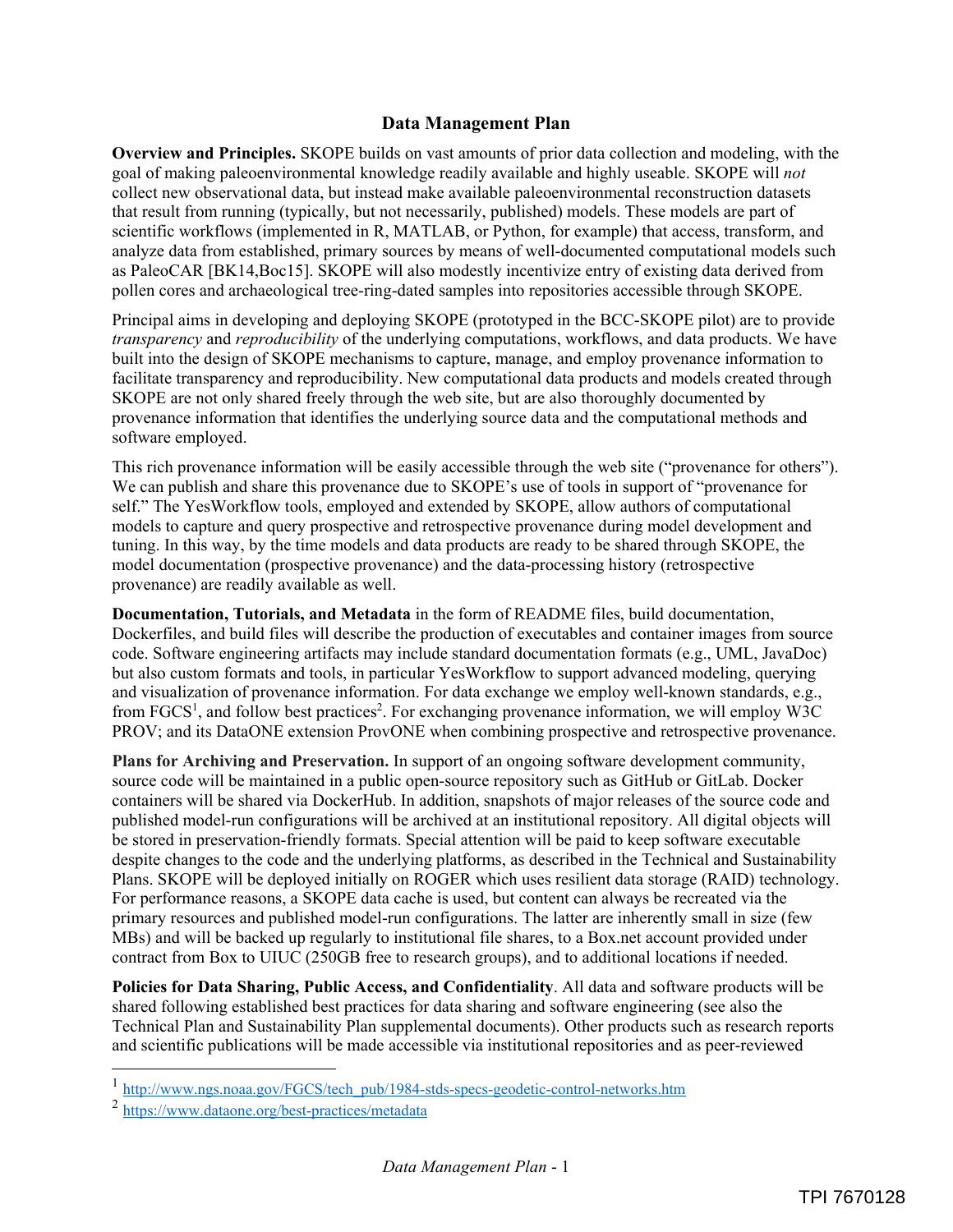# Data Management Plan

**Overview and Principles.** SKOPE builds on vast amounts of prior data collection and modeling, with the goal of making paleoenvironmental knowledge readily available and highly useable. SKOPE will *not* collect new observational data, but instead make available paleoenvironmental reconstruction datasets that result from running (typically, but not necessarily, published) models. These models are part of scientific workflows (implemented in R, MATLAB, or Python, for example) that access, transform, and analyze data from established, primary sources by means of well-documented computational models such as PaleoCAR [BK14,Boc15]. SKOPE will also modestly incentivize entry of existing data derived from pollen cores and archaeological tree-ring-dated samples into repositories accessible through SKOPE.

Principal aims in developing and deploying SKOPE (prototyped in the BCC-SKOPE pilot) are to provide *transparency* and *reproducibility* of the underlying computations, workflows, and data products. We have built into the design of SKOPE mechanisms to capture, manage, and employ provenance information to facilitate transparency and reproducibility. New computational data products and models created through SKOPE are not only shared freely through the web site, but are also thoroughly documented by provenance information that identifies the underlying source data and the computational methods and software employed.

This rich provenance information will be easily accessible through the web site ("provenance for others"). We can publish and share this provenance due to SKOPE's use of tools in support of "provenance for self." The YesWorkflow tools, employed and extended by SKOPE, allow authors of computational models to capture and query prospective and retrospective provenance during model development and tuning. In this way, by the time models and data products are ready to be shared through SKOPE, the model documentation (prospective provenance) and the data-processing history (retrospective provenance) are readily available as well.

**Documentation, Tutorials, and Metadata** in the form of README files, build documentation, Dockerfiles, and build files will describe the production of executables and container images from source code. Software engineering artifacts may include standard documentation formats (e.g., UML, JavaDoc) but also custom formats and tools, in particular YesWorkflow to support advanced modeling, querying and visualization of provenance information. For data exchange we employ well-known standards, e.g., from FGCS[1], and follow best practices[2]. For exchanging provenance information, we will employ W3C PROV; and its DataONE extension ProvONE when combining prospective and retrospective provenance.

**Plans for Archiving and Preservation.** In support of an ongoing software development community, source code will be maintained in a public open-source repository such as GitHub or GitLab. Docker containers will be shared via DockerHub. In addition, snapshots of major releases of the source code and published model-run configurations will be archived at an institutional repository. All digital objects will be stored in preservation-friendly formats. Special attention will be paid to keep software executable despite changes to the code and the underlying platforms, as described in the Technical and Sustainability Plans. SKOPE will be deployed initially on ROGER which uses resilient data storage (RAID) technology. For performance reasons, a SKOPE data cache is used, but content can always be recreated via the primary resources and published model-run configurations. The latter are inherently small in size (few MBs) and will be backed up regularly to institutional file shares, to a Box.net account provided under contract from Box to UIUC (250GB free to research groups), and to additional locations if needed.

**Policies for Data Sharing, Public Access, and Confidentiality**. All data and software products will be shared following established best practices for data sharing and software engineering (see also the Technical Plan and Sustainability Plan supplemental documents). Other products such as research reports and scientific publications will be made accessible via institutional repositories and as peer-reviewed

[1] http://www.ngs.noaa.gov/FGCS/tech_pub/1984-stds-specs-geodetic-control-networks.htm

[2] https://www.dataone.org/best-practices/metadata

TPI 7670128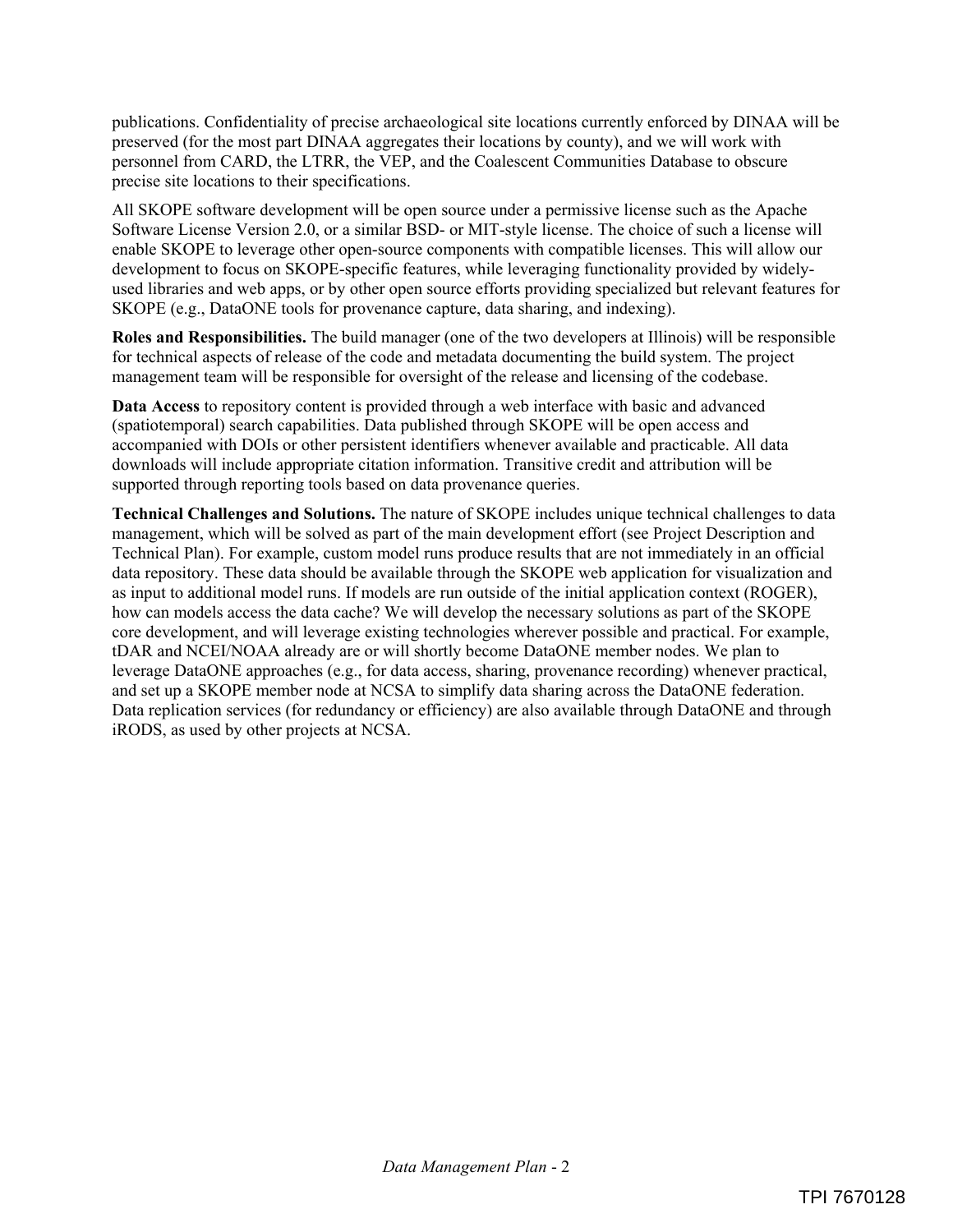publications. Confidentiality of precise archaeological site locations currently enforced by DINAA will be preserved (for the most part DINAA aggregates their locations by county), and we will work with personnel from CARD, the LTRR, the VEP, and the Coalescent Communities Database to obscure precise site locations to their specifications.

All SKOPE software development will be open source under a permissive license such as the Apache Software License Version 2.0, or a similar BSD- or MIT-style license. The choice of such a license will enable SKOPE to leverage other open-source components with compatible licenses. This will allow our development to focus on SKOPE-specific features, while leveraging functionality provided by widely-used libraries and web apps, or by other open source efforts providing specialized but relevant features for SKOPE (e.g., DataONE tools for provenance capture, data sharing, and indexing).

**Roles and Responsibilities.** The build manager (one of the two developers at Illinois) will be responsible for technical aspects of release of the code and metadata documenting the build system. The project management team will be responsible for oversight of the release and licensing of the codebase.

**Data Access** to repository content is provided through a web interface with basic and advanced (spatiotemporal) search capabilities. Data published through SKOPE will be open access and accompanied with DOIs or other persistent identifiers whenever available and practicable. All data downloads will include appropriate citation information. Transitive credit and attribution will be supported through reporting tools based on data provenance queries.

**Technical Challenges and Solutions.** The nature of SKOPE includes unique technical challenges to data management, which will be solved as part of the main development effort (see Project Description and Technical Plan). For example, custom model runs produce results that are not immediately in an official data repository. These data should be available through the SKOPE web application for visualization and as input to additional model runs. If models are run outside of the initial application context (ROGER), how can models access the data cache? We will develop the necessary solutions as part of the SKOPE core development, and will leverage existing technologies wherever possible and practical. For example, tDAR and NCEI/NOAA already are or will shortly become DataONE member nodes. We plan to leverage DataONE approaches (e.g., for data access, sharing, provenance recording) whenever practical, and set up a SKOPE member node at NCSA to simplify data sharing across the DataONE federation. Data replication services (for redundancy or efficiency) are also available through DataONE and through iRODS, as used by other projects at NCSA.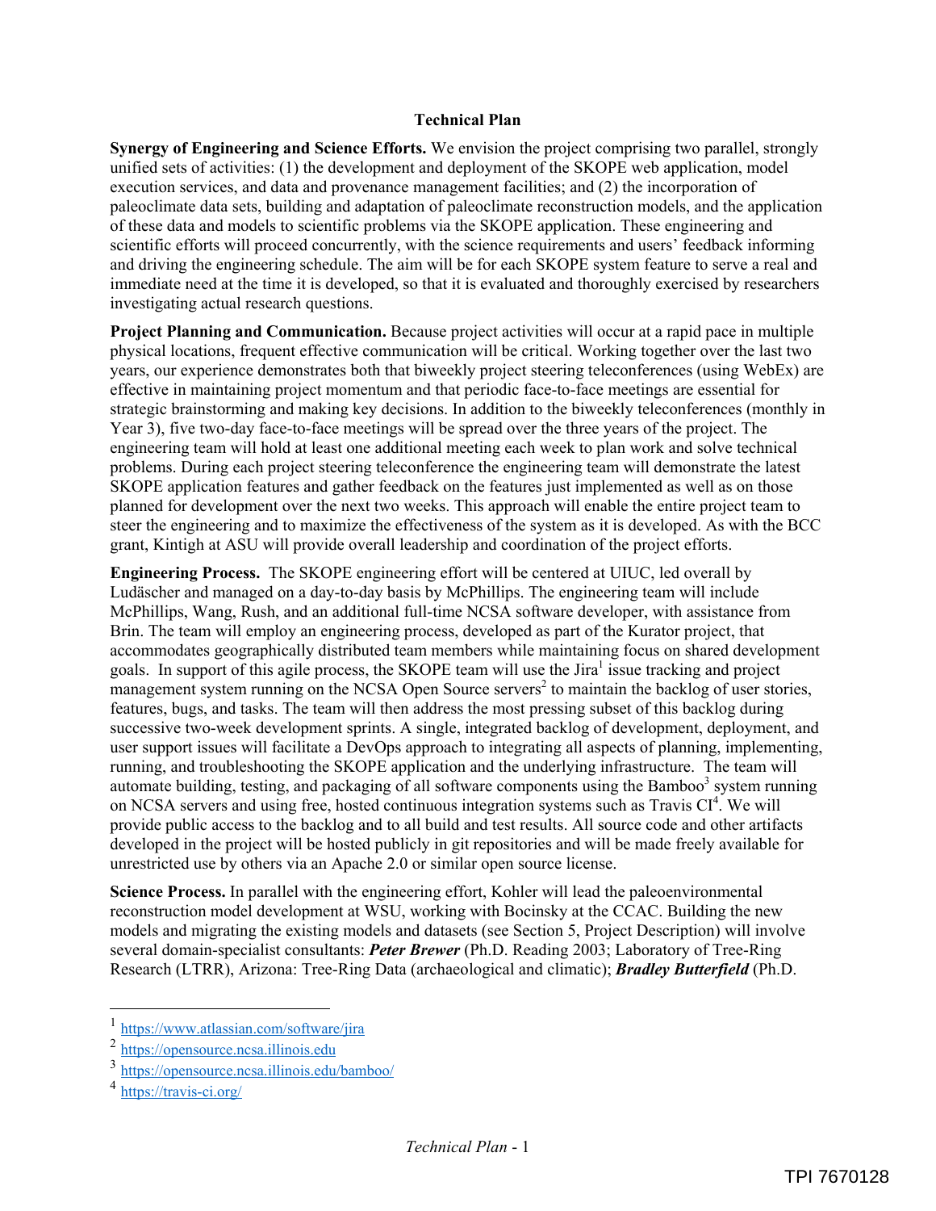**Technical Plan**

**Synergy of Engineering and Science Efforts.** We envision the project comprising two parallel, strongly unified sets of activities: (1) the development and deployment of the SKOPE web application, model execution services, and data and provenance management facilities; and (2) the incorporation of paleoclimate data sets, building and adaptation of paleoclimate reconstruction models, and the application of these data and models to scientific problems via the SKOPE application. These engineering and scientific efforts will proceed concurrently, with the science requirements and users' feedback informing and driving the engineering schedule. The aim will be for each SKOPE system feature to serve a real and immediate need at the time it is developed, so that it is evaluated and thoroughly exercised by researchers investigating actual research questions.

**Project Planning and Communication.** Because project activities will occur at a rapid pace in multiple physical locations, frequent effective communication will be critical. Working together over the last two years, our experience demonstrates both that biweekly project steering teleconferences (using WebEx) are effective in maintaining project momentum and that periodic face-to-face meetings are essential for strategic brainstorming and making key decisions. In addition to the biweekly teleconferences (monthly in Year 3), five two-day face-to-face meetings will be spread over the three years of the project. The engineering team will hold at least one additional meeting each week to plan work and solve technical problems. During each project steering teleconference the engineering team will demonstrate the latest SKOPE application features and gather feedback on the features just implemented as well as on those planned for development over the next two weeks. This approach will enable the entire project team to steer the engineering and to maximize the effectiveness of the system as it is developed. As with the BCC grant, Kintigh at ASU will provide overall leadership and coordination of the project efforts.

**Engineering Process.** The SKOPE engineering effort will be centered at UIUC, led overall by Ludäscher and managed on a day-to-day basis by McPhillips. The engineering team will include McPhillips, Wang, Rush, and an additional full-time NCSA software developer, with assistance from Brin. The team will employ an engineering process, developed as part of the Kurator project, that accommodates geographically distributed team members while maintaining focus on shared development goals. In support of this agile process, the SKOPE team will use the Jira[1] issue tracking and project management system running on the NCSA Open Source servers[2] to maintain the backlog of user stories, features, bugs, and tasks. The team will then address the most pressing subset of this backlog during successive two-week development sprints. A single, integrated backlog of development, deployment, and user support issues will facilitate a DevOps approach to integrating all aspects of planning, implementing, running, and troubleshooting the SKOPE application and the underlying infrastructure. The team will automate building, testing, and packaging of all software components using the Bamboo[3] system running on NCSA servers and using free, hosted continuous integration systems such as Travis CI[4]. We will provide public access to the backlog and to all build and test results. All source code and other artifacts developed in the project will be hosted publicly in git repositories and will be made freely available for unrestricted use by others via an Apache 2.0 or similar open source license.

**Science Process.** In parallel with the engineering effort, Kohler will lead the paleoenvironmental reconstruction model development at WSU, working with Bocinsky at the CCAC. Building the new models and migrating the existing models and datasets (see Section 5, Project Description) will involve several domain-specialist consultants: ***Peter Brewer*** (Ph.D. Reading 2003; Laboratory of Tree-Ring Research (LTRR), Arizona: Tree-Ring Data (archaeological and climatic); ***Bradley Butterfield*** (Ph.D.

---

[1] https://www.atlassian.com/software/jira

[2] https://opensource.ncsa.illinois.edu

[3] https://opensource.ncsa.illinois.edu/bamboo/

[4] https://travis-ci.org/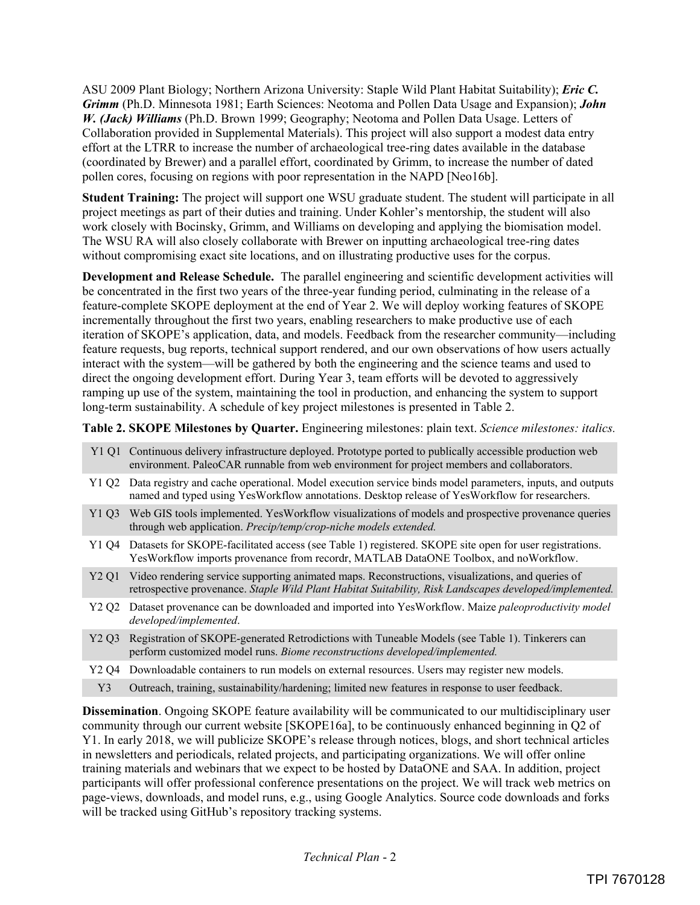ASU 2009 Plant Biology; Northern Arizona University: Staple Wild Plant Habitat Suitability); ***Eric C. Grimm*** (Ph.D. Minnesota 1981; Earth Sciences: Neotoma and Pollen Data Usage and Expansion); ***John W. (Jack) Williams*** (Ph.D. Brown 1999; Geography; Neotoma and Pollen Data Usage. Letters of Collaboration provided in Supplemental Materials). This project will also support a modest data entry effort at the LTRR to increase the number of archaeological tree-ring dates available in the database (coordinated by Brewer) and a parallel effort, coordinated by Grimm, to increase the number of dated pollen cores, focusing on regions with poor representation in the NAPD [Neo16b].

**Student Training:** The project will support one WSU graduate student. The student will participate in all project meetings as part of their duties and training. Under Kohler's mentorship, the student will also work closely with Bocinsky, Grimm, and Williams on developing and applying the biomisation model. The WSU RA will also closely collaborate with Brewer on inputting archaeological tree-ring dates without compromising exact site locations, and on illustrating productive uses for the corpus.

**Development and Release Schedule.** The parallel engineering and scientific development activities will be concentrated in the first two years of the three-year funding period, culminating in the release of a feature-complete SKOPE deployment at the end of Year 2. We will deploy working features of SKOPE incrementally throughout the first two years, enabling researchers to make productive use of each iteration of SKOPE's application, data, and models. Feedback from the researcher community—including feature requests, bug reports, technical support rendered, and our own observations of how users actually interact with the system—will be gathered by both the engineering and the science teams and used to direct the ongoing development effort. During Year 3, team efforts will be devoted to aggressively ramping up use of the system, maintaining the tool in production, and enhancing the system to support long-term sustainability. A schedule of key project milestones is presented in Table 2.

**Table 2. SKOPE Milestones by Quarter.** Engineering milestones: plain text. *Science milestones: italics.*

| Quarter | Milestones |
|---|---|
| Y1 Q1 | Continuous delivery infrastructure deployed. Prototype ported to publically accessible production web environment. PaleoCAR runnable from web environment for project members and collaborators. |
| Y1 Q2 | Data registry and cache operational. Model execution service binds model parameters, inputs, and outputs named and typed using YesWorkflow annotations. Desktop release of YesWorkflow for researchers. |
| Y1 Q3 | Web GIS tools implemented. YesWorkflow visualizations of models and prospective provenance queries through web application. *Precip/temp/crop-niche models extended.* |
| Y1 Q4 | Datasets for SKOPE-facilitated access (see Table 1) registered. SKOPE site open for user registrations. YesWorkflow imports provenance from recordr, MATLAB DataONE Toolbox, and noWorkflow. |
| Y2 Q1 | Video rendering service supporting animated maps. Reconstructions, visualizations, and queries of retrospective provenance. *Staple Wild Plant Habitat Suitability, Risk Landscapes developed/implemented.* |
| Y2 Q2 | Dataset provenance can be downloaded and imported into YesWorkflow. Maize *paleoproductivity model developed/implemented*. |
| Y2 Q3 | Registration of SKOPE-generated Retrodictions with Tuneable Models (see Table 1). Tinkerers can perform customized model runs. *Biome reconstructions developed/implemented.* |
| Y2 Q4 | Downloadable containers to run models on external resources. Users may register new models. |
| Y3 | Outreach, training, sustainability/hardening; limited new features in response to user feedback. |

**Dissemination**. Ongoing SKOPE feature availability will be communicated to our multidisciplinary user community through our current website [SKOPE16a], to be continuously enhanced beginning in Q2 of Y1. In early 2018, we will publicize SKOPE's release through notices, blogs, and short technical articles in newsletters and periodicals, related projects, and participating organizations. We will offer online training materials and webinars that we expect to be hosted by DataONE and SAA. In addition, project participants will offer professional conference presentations on the project. We will track web metrics on page-views, downloads, and model runs, e.g., using Google Analytics. Source code downloads and forks will be tracked using GitHub's repository tracking systems.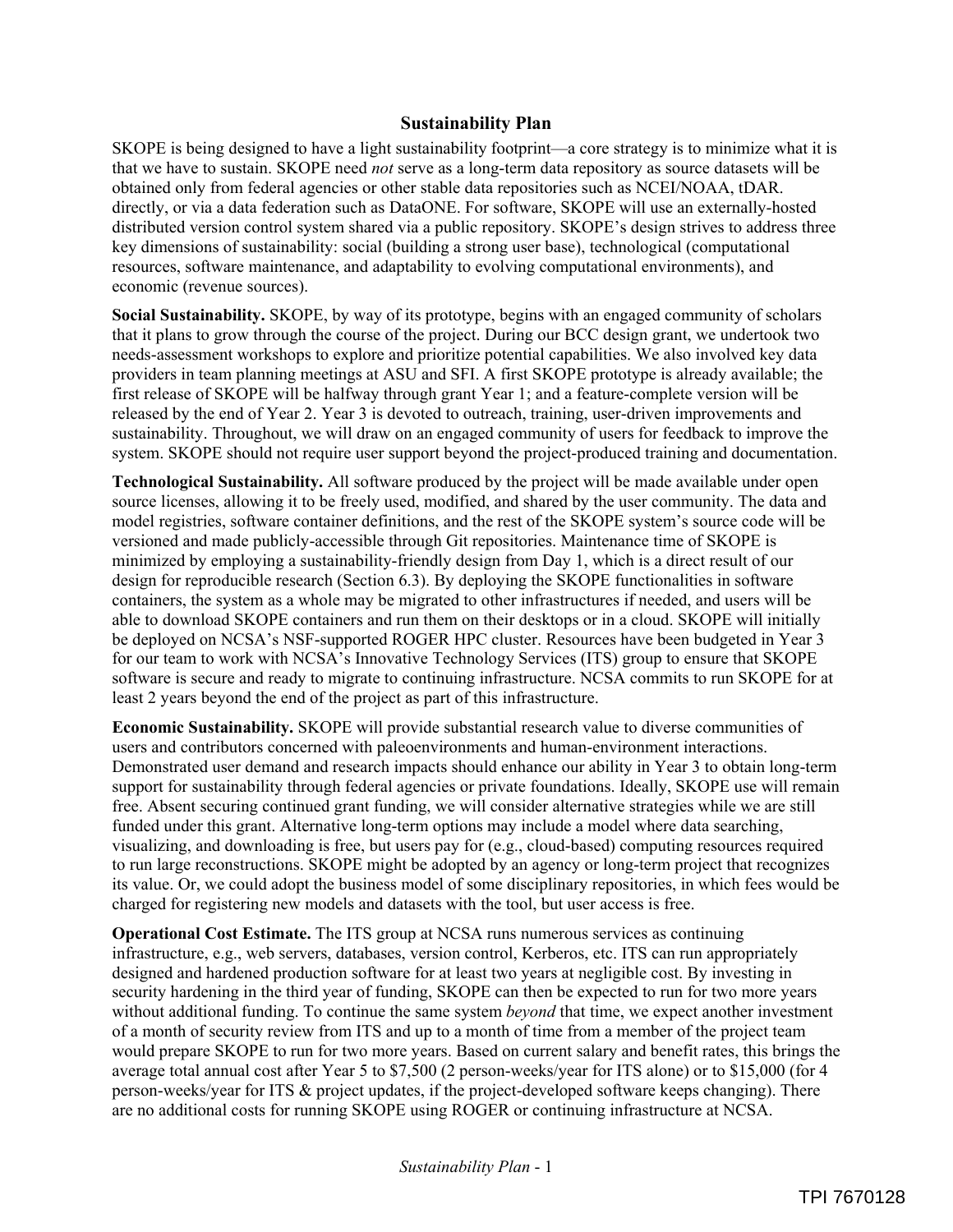# Sustainability Plan

SKOPE is being designed to have a light sustainability footprint—a core strategy is to minimize what it is that we have to sustain. SKOPE need *not* serve as a long-term data repository as source datasets will be obtained only from federal agencies or other stable data repositories such as NCEI/NOAA, tDAR. directly, or via a data federation such as DataONE. For software, SKOPE will use an externally-hosted distributed version control system shared via a public repository. SKOPE's design strives to address three key dimensions of sustainability: social (building a strong user base), technological (computational resources, software maintenance, and adaptability to evolving computational environments), and economic (revenue sources).

**Social Sustainability.** SKOPE, by way of its prototype, begins with an engaged community of scholars that it plans to grow through the course of the project. During our BCC design grant, we undertook two needs-assessment workshops to explore and prioritize potential capabilities. We also involved key data providers in team planning meetings at ASU and SFI. A first SKOPE prototype is already available; the first release of SKOPE will be halfway through grant Year 1; and a feature-complete version will be released by the end of Year 2. Year 3 is devoted to outreach, training, user-driven improvements and sustainability. Throughout, we will draw on an engaged community of users for feedback to improve the system. SKOPE should not require user support beyond the project-produced training and documentation.

**Technological Sustainability.** All software produced by the project will be made available under open source licenses, allowing it to be freely used, modified, and shared by the user community. The data and model registries, software container definitions, and the rest of the SKOPE system's source code will be versioned and made publicly-accessible through Git repositories. Maintenance time of SKOPE is minimized by employing a sustainability-friendly design from Day 1, which is a direct result of our design for reproducible research (Section 6.3). By deploying the SKOPE functionalities in software containers, the system as a whole may be migrated to other infrastructures if needed, and users will be able to download SKOPE containers and run them on their desktops or in a cloud. SKOPE will initially be deployed on NCSA's NSF-supported ROGER HPC cluster. Resources have been budgeted in Year 3 for our team to work with NCSA's Innovative Technology Services (ITS) group to ensure that SKOPE software is secure and ready to migrate to continuing infrastructure. NCSA commits to run SKOPE for at least 2 years beyond the end of the project as part of this infrastructure.

**Economic Sustainability.** SKOPE will provide substantial research value to diverse communities of users and contributors concerned with paleoenvironments and human-environment interactions. Demonstrated user demand and research impacts should enhance our ability in Year 3 to obtain long-term support for sustainability through federal agencies or private foundations. Ideally, SKOPE use will remain free. Absent securing continued grant funding, we will consider alternative strategies while we are still funded under this grant. Alternative long-term options may include a model where data searching, visualizing, and downloading is free, but users pay for (e.g., cloud-based) computing resources required to run large reconstructions. SKOPE might be adopted by an agency or long-term project that recognizes its value. Or, we could adopt the business model of some disciplinary repositories, in which fees would be charged for registering new models and datasets with the tool, but user access is free.

**Operational Cost Estimate.** The ITS group at NCSA runs numerous services as continuing infrastructure, e.g., web servers, databases, version control, Kerberos, etc. ITS can run appropriately designed and hardened production software for at least two years at negligible cost. By investing in security hardening in the third year of funding, SKOPE can then be expected to run for two more years without additional funding. To continue the same system *beyond* that time, we expect another investment of a month of security review from ITS and up to a month of time from a member of the project team would prepare SKOPE to run for two more years. Based on current salary and benefit rates, this brings the average total annual cost after Year 5 to $7,500 (2 person-weeks/year for ITS alone) or to $15,000 (for 4 person-weeks/year for ITS & project updates, if the project-developed software keeps changing). There are no additional costs for running SKOPE using ROGER or continuing infrastructure at NCSA.

TPI 7670128